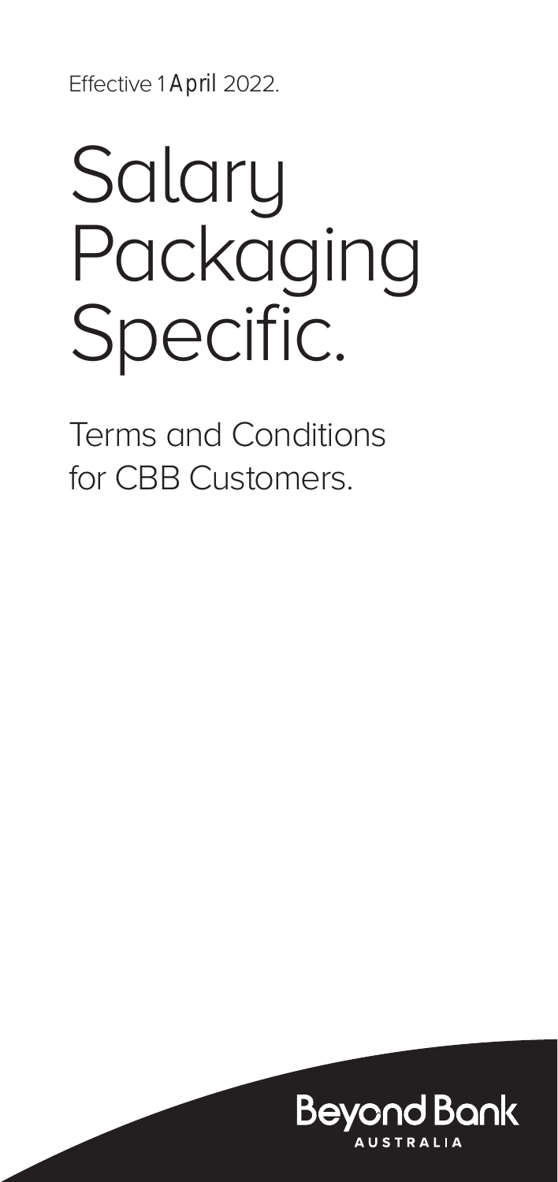Effective 1 April 2022.

# Salary Packaging Specific.

Terms and Conditions for CBB Customers.

Beyond Bank AUSTRALIA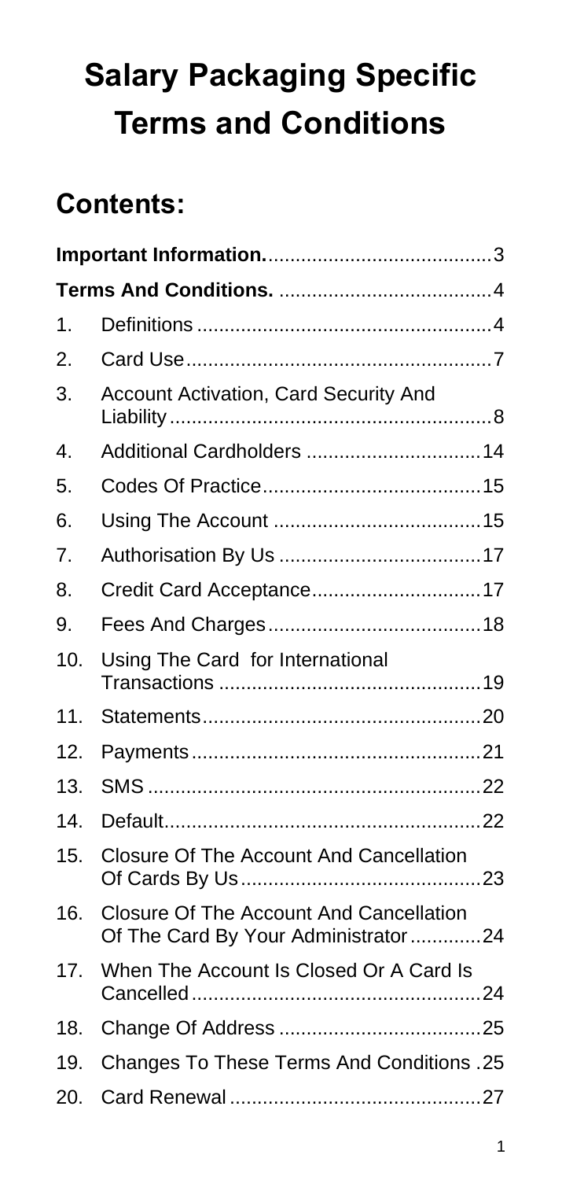# Salary Packaging Specific Terms and Conditions

## Contents:

| | | |
|---|---|---|
| **Important Information.** | | 3 |
| **Terms And Conditions.** | | 4 |
| 1. | Definitions | 4 |
| 2. | Card Use | 7 |
| 3. | Account Activation, Card Security And Liability | 8 |
| 4. | Additional Cardholders | 14 |
| 5. | Codes Of Practice | 15 |
| 6. | Using The Account | 15 |
| 7. | Authorisation By Us | 17 |
| 8. | Credit Card Acceptance | 17 |
| 9. | Fees And Charges | 18 |
| 10. | Using The Card for International Transactions | 19 |
| 11. | Statements | 20 |
| 12. | Payments | 21 |
| 13. | SMS | 22 |
| 14. | Default | 22 |
| 15. | Closure Of The Account And Cancellation Of Cards By Us | 23 |
| 16. | Closure Of The Account And Cancellation Of The Card By Your Administrator | 24 |
| 17. | When The Account Is Closed Or A Card Is Cancelled | 24 |
| 18. | Change Of Address | 25 |
| 19. | Changes To These Terms And Conditions | 25 |
| 20. | Card Renewal | 27 |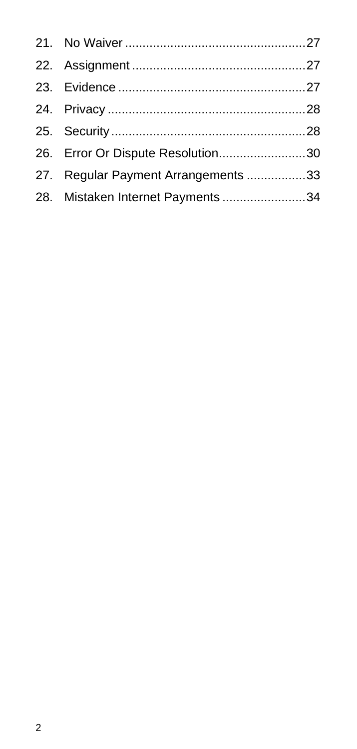21. No Waiver ....................................................27
22. Assignment ..................................................27
23. Evidence ......................................................27
24. Privacy .........................................................28
25. Security ........................................................28
26. Error Or Dispute Resolution.........................30
27. Regular Payment Arrangements .................33
28. Mistaken Internet Payments ........................34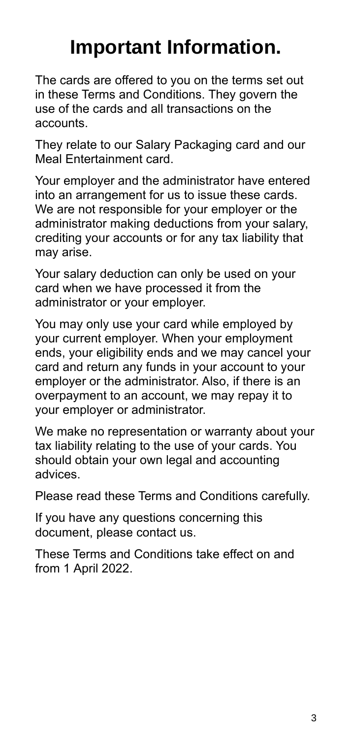# Important Information.

The cards are offered to you on the terms set out in these Terms and Conditions. They govern the use of the cards and all transactions on the accounts.

They relate to our Salary Packaging card and our Meal Entertainment card.

Your employer and the administrator have entered into an arrangement for us to issue these cards. We are not responsible for your employer or the administrator making deductions from your salary, crediting your accounts or for any tax liability that may arise.

Your salary deduction can only be used on your card when we have processed it from the administrator or your employer.

You may only use your card while employed by your current employer. When your employment ends, your eligibility ends and we may cancel your card and return any funds in your account to your employer or the administrator. Also, if there is an overpayment to an account, we may repay it to your employer or administrator.

We make no representation or warranty about your tax liability relating to the use of your cards. You should obtain your own legal and accounting advices.

Please read these Terms and Conditions carefully.

If you have any questions concerning this document, please contact us.

These Terms and Conditions take effect on and from 1 April 2022.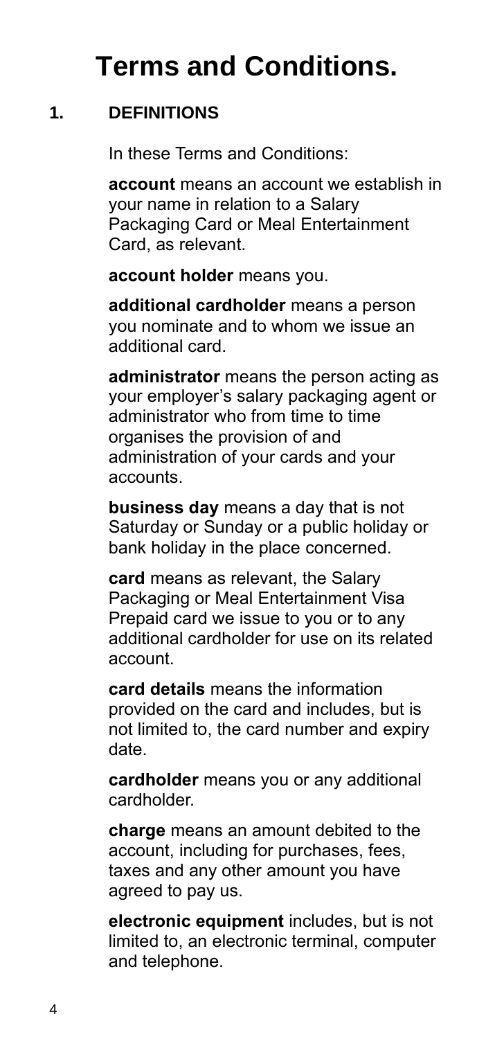# Terms and Conditions.

## 1. DEFINITIONS

In these Terms and Conditions:

**account** means an account we establish in your name in relation to a Salary Packaging Card or Meal Entertainment Card, as relevant.

**account holder** means you.

**additional cardholder** means a person you nominate and to whom we issue an additional card.

**administrator** means the person acting as your employer's salary packaging agent or administrator who from time to time organises the provision of and administration of your cards and your accounts.

**business day** means a day that is not Saturday or Sunday or a public holiday or bank holiday in the place concerned.

**card** means as relevant, the Salary Packaging or Meal Entertainment Visa Prepaid card we issue to you or to any additional cardholder for use on its related account.

**card details** means the information provided on the card and includes, but is not limited to, the card number and expiry date.

**cardholder** means you or any additional cardholder.

**charge** means an amount debited to the account, including for purchases, fees, taxes and any other amount you have agreed to pay us.

**electronic equipment** includes, but is not limited to, an electronic terminal, computer and telephone.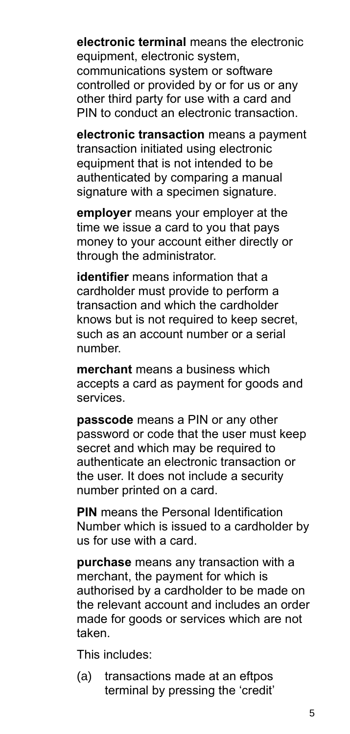**electronic terminal** means the electronic equipment, electronic system, communications system or software controlled or provided by or for us or any other third party for use with a card and PIN to conduct an electronic transaction.

**electronic transaction** means a payment transaction initiated using electronic equipment that is not intended to be authenticated by comparing a manual signature with a specimen signature.

**employer** means your employer at the time we issue a card to you that pays money to your account either directly or through the administrator.

**identifier** means information that a cardholder must provide to perform a transaction and which the cardholder knows but is not required to keep secret, such as an account number or a serial number.

**merchant** means a business which accepts a card as payment for goods and services.

**passcode** means a PIN or any other password or code that the user must keep secret and which may be required to authenticate an electronic transaction or the user. It does not include a security number printed on a card.

**PIN** means the Personal Identification Number which is issued to a cardholder by us for use with a card.

**purchase** means any transaction with a merchant, the payment for which is authorised by a cardholder to be made on the relevant account and includes an order made for goods or services which are not taken.

This includes:

(a) transactions made at an eftpos terminal by pressing the 'credit'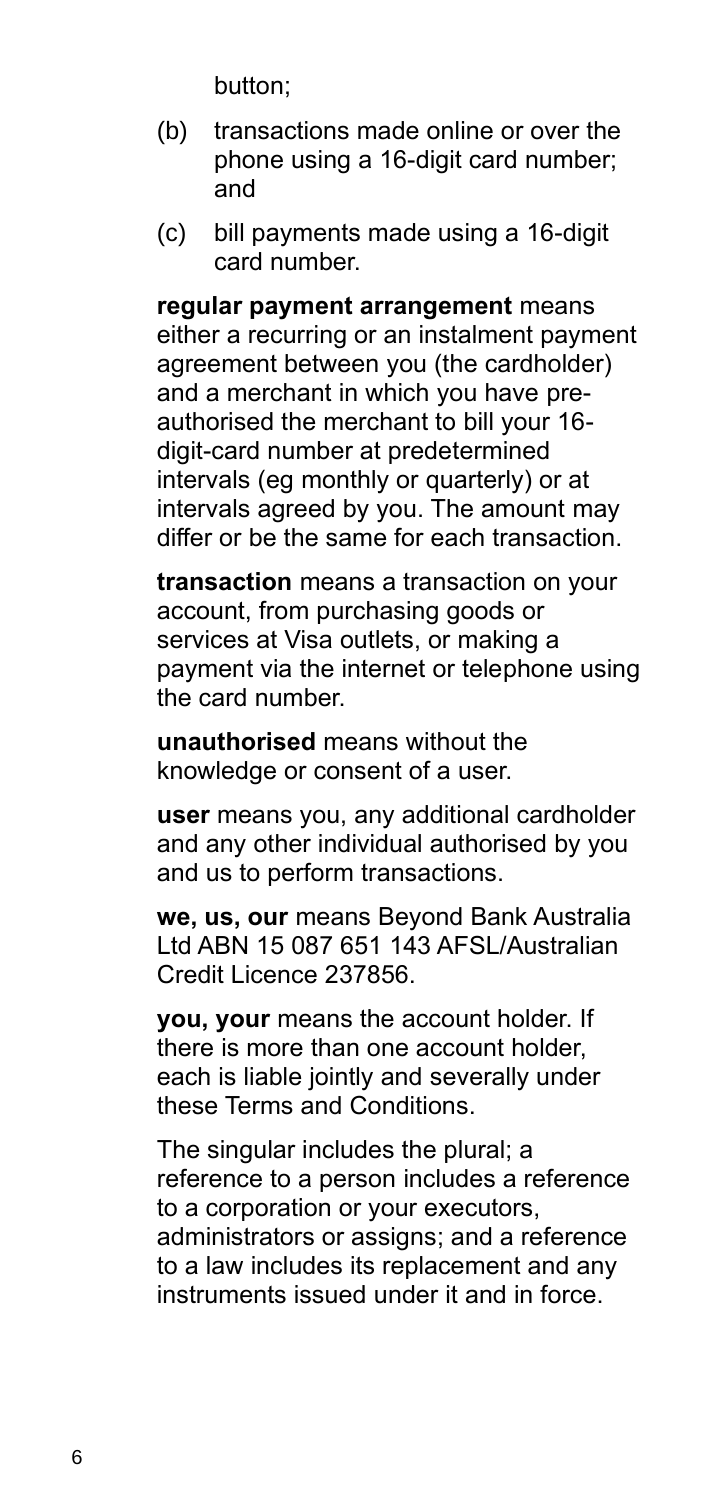button;

(b) transactions made online or over the phone using a 16-digit card number; and

(c) bill payments made using a 16-digit card number.

**regular payment arrangement** means either a recurring or an instalment payment agreement between you (the cardholder) and a merchant in which you have pre-authorised the merchant to bill your 16-digit-card number at predetermined intervals (eg monthly or quarterly) or at intervals agreed by you. The amount may differ or be the same for each transaction.

**transaction** means a transaction on your account, from purchasing goods or services at Visa outlets, or making a payment via the internet or telephone using the card number.

**unauthorised** means without the knowledge or consent of a user.

**user** means you, any additional cardholder and any other individual authorised by you and us to perform transactions.

**we, us, our** means Beyond Bank Australia Ltd ABN 15 087 651 143 AFSL/Australian Credit Licence 237856.

**you, your** means the account holder. If there is more than one account holder, each is liable jointly and severally under these Terms and Conditions.

The singular includes the plural; a reference to a person includes a reference to a corporation or your executors, administrators or assigns; and a reference to a law includes its replacement and any instruments issued under it and in force.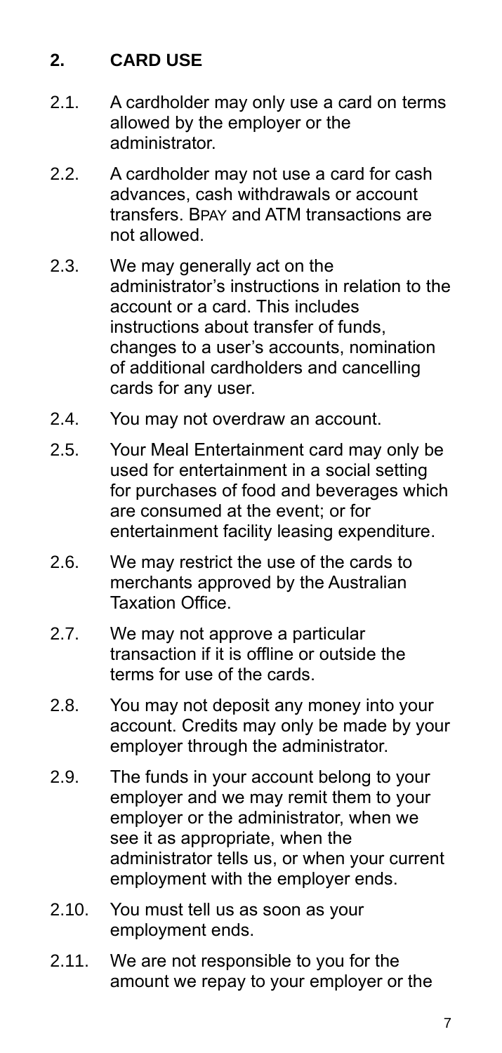## 2. CARD USE

2.1. A cardholder may only use a card on terms allowed by the employer or the administrator.

2.2. A cardholder may not use a card for cash advances, cash withdrawals or account transfers. BPAY and ATM transactions are not allowed.

2.3. We may generally act on the administrator's instructions in relation to the account or a card. This includes instructions about transfer of funds, changes to a user's accounts, nomination of additional cardholders and cancelling cards for any user.

2.4. You may not overdraw an account.

2.5. Your Meal Entertainment card may only be used for entertainment in a social setting for purchases of food and beverages which are consumed at the event; or for entertainment facility leasing expenditure.

2.6. We may restrict the use of the cards to merchants approved by the Australian Taxation Office.

2.7. We may not approve a particular transaction if it is offline or outside the terms for use of the cards.

2.8. You may not deposit any money into your account. Credits may only be made by your employer through the administrator.

2.9. The funds in your account belong to your employer and we may remit them to your employer or the administrator, when we see it as appropriate, when the administrator tells us, or when your current employment with the employer ends.

2.10. You must tell us as soon as your employment ends.

2.11. We are not responsible to you for the amount we repay to your employer or the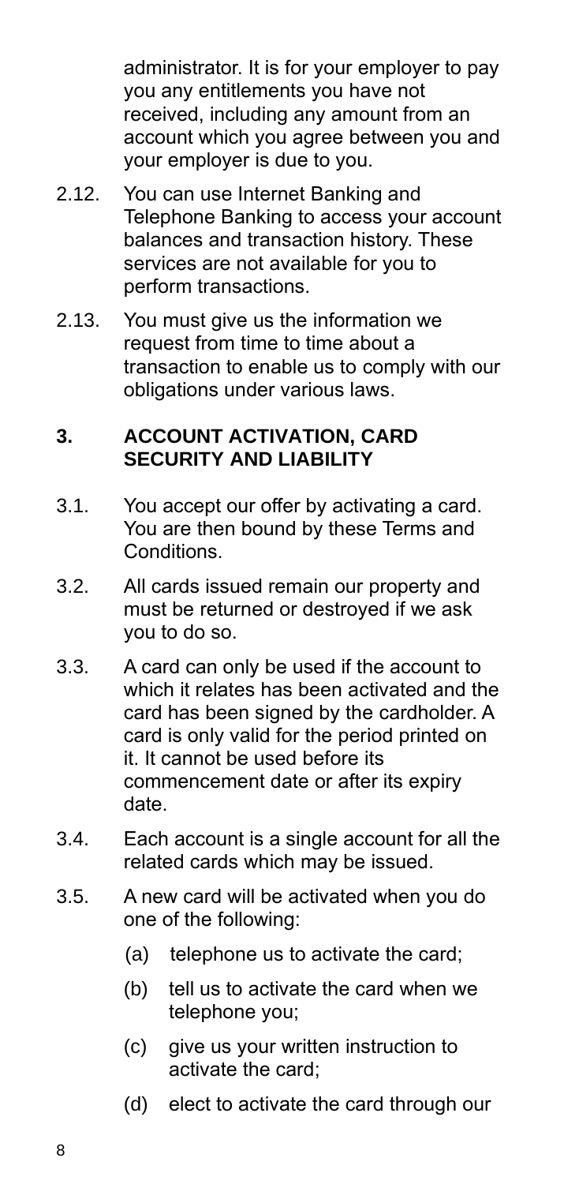administrator. It is for your employer to pay you any entitlements you have not received, including any amount from an account which you agree between you and your employer is due to you.

2.12. You can use Internet Banking and Telephone Banking to access your account balances and transaction history. These services are not available for you to perform transactions.

2.13. You must give us the information we request from time to time about a transaction to enable us to comply with our obligations under various laws.

## 3. ACCOUNT ACTIVATION, CARD SECURITY AND LIABILITY

3.1. You accept our offer by activating a card. You are then bound by these Terms and Conditions.

3.2. All cards issued remain our property and must be returned or destroyed if we ask you to do so.

3.3. A card can only be used if the account to which it relates has been activated and the card has been signed by the cardholder. A card is only valid for the period printed on it. It cannot be used before its commencement date or after its expiry date.

3.4. Each account is a single account for all the related cards which may be issued.

3.5. A new card will be activated when you do one of the following:

(a) telephone us to activate the card;

(b) tell us to activate the card when we telephone you;

(c) give us your written instruction to activate the card;

(d) elect to activate the card through our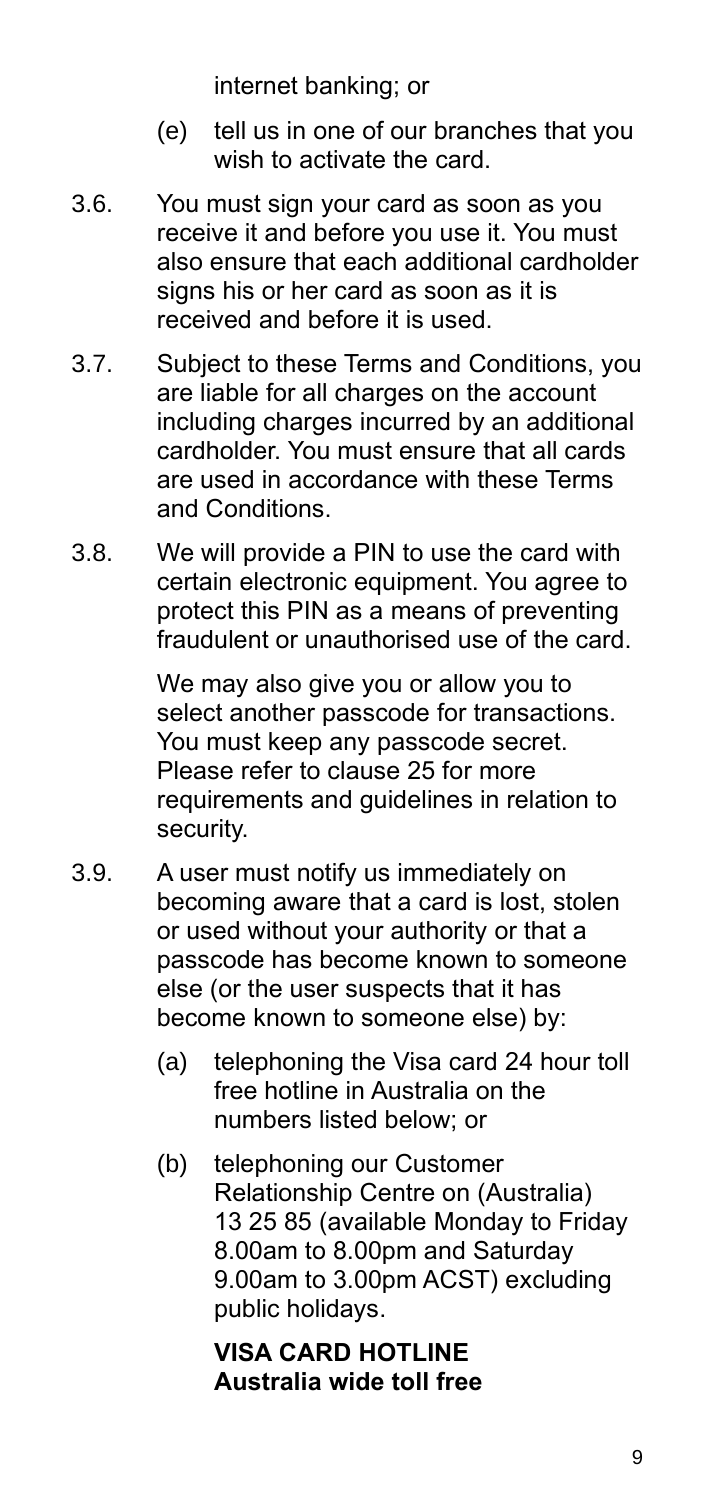internet banking; or

(e) tell us in one of our branches that you wish to activate the card.

3.6. You must sign your card as soon as you receive it and before you use it. You must also ensure that each additional cardholder signs his or her card as soon as it is received and before it is used.

3.7. Subject to these Terms and Conditions, you are liable for all charges on the account including charges incurred by an additional cardholder. You must ensure that all cards are used in accordance with these Terms and Conditions.

3.8. We will provide a PIN to use the card with certain electronic equipment. You agree to protect this PIN as a means of preventing fraudulent or unauthorised use of the card.

We may also give you or allow you to select another passcode for transactions. You must keep any passcode secret. Please refer to clause 25 for more requirements and guidelines in relation to security.

3.9. A user must notify us immediately on becoming aware that a card is lost, stolen or used without your authority or that a passcode has become known to someone else (or the user suspects that it has become known to someone else) by:

(a) telephoning the Visa card 24 hour toll free hotline in Australia on the numbers listed below; or

(b) telephoning our Customer Relationship Centre on (Australia) 13 25 85 (available Monday to Friday 8.00am to 8.00pm and Saturday 9.00am to 3.00pm ACST) excluding public holidays.

**VISA CARD HOTLINE**
**Australia wide toll free**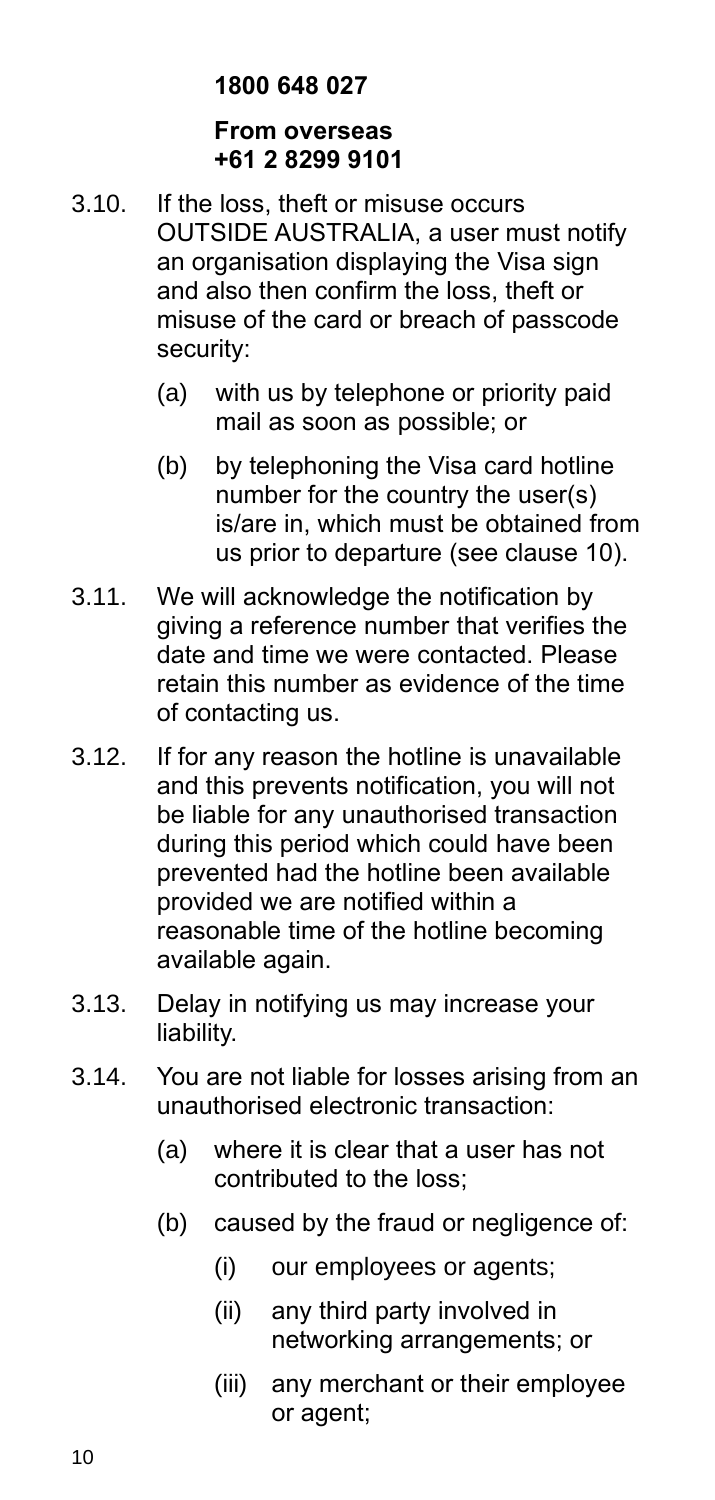**1800 648 027**

**From overseas**
**+61 2 8299 9101**

3.10. If the loss, theft or misuse occurs OUTSIDE AUSTRALIA, a user must notify an organisation displaying the Visa sign and also then confirm the loss, theft or misuse of the card or breach of passcode security:

  (a) with us by telephone or priority paid mail as soon as possible; or

  (b) by telephoning the Visa card hotline number for the country the user(s) is/are in, which must be obtained from us prior to departure (see clause 10).

3.11. We will acknowledge the notification by giving a reference number that verifies the date and time we were contacted. Please retain this number as evidence of the time of contacting us.

3.12. If for any reason the hotline is unavailable and this prevents notification, you will not be liable for any unauthorised transaction during this period which could have been prevented had the hotline been available provided we are notified within a reasonable time of the hotline becoming available again.

3.13. Delay in notifying us may increase your liability.

3.14. You are not liable for losses arising from an unauthorised electronic transaction:

  (a) where it is clear that a user has not contributed to the loss;

  (b) caused by the fraud or negligence of:

    (i) our employees or agents;

    (ii) any third party involved in networking arrangements; or

    (iii) any merchant or their employee or agent;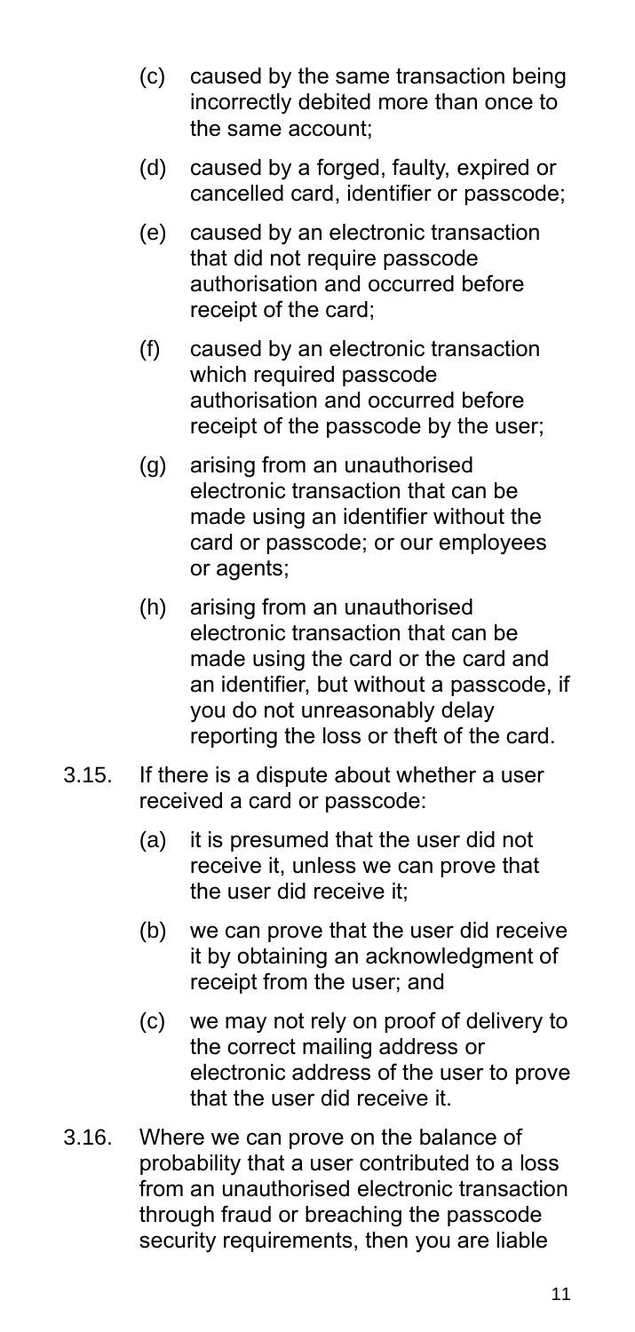(c) caused by the same transaction being incorrectly debited more than once to the same account;

(d) caused by a forged, faulty, expired or cancelled card, identifier or passcode;

(e) caused by an electronic transaction that did not require passcode authorisation and occurred before receipt of the card;

(f) caused by an electronic transaction which required passcode authorisation and occurred before receipt of the passcode by the user;

(g) arising from an unauthorised electronic transaction that can be made using an identifier without the card or passcode; or our employees or agents;

(h) arising from an unauthorised electronic transaction that can be made using the card or the card and an identifier, but without a passcode, if you do not unreasonably delay reporting the loss or theft of the card.

3.15. If there is a dispute about whether a user received a card or passcode:

(a) it is presumed that the user did not receive it, unless we can prove that the user did receive it;

(b) we can prove that the user did receive it by obtaining an acknowledgment of receipt from the user; and

(c) we may not rely on proof of delivery to the correct mailing address or electronic address of the user to prove that the user did receive it.

3.16. Where we can prove on the balance of probability that a user contributed to a loss from an unauthorised electronic transaction through fraud or breaching the passcode security requirements, then you are liable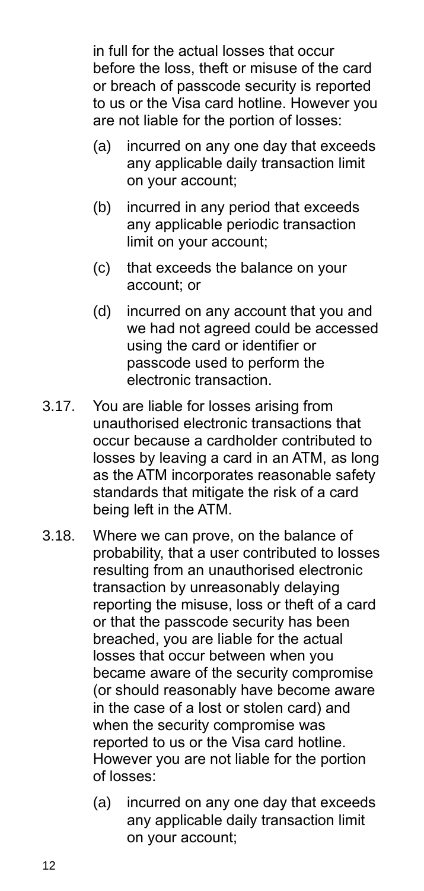in full for the actual losses that occur before the loss, theft or misuse of the card or breach of passcode security is reported to us or the Visa card hotline. However you are not liable for the portion of losses:

(a) incurred on any one day that exceeds any applicable daily transaction limit on your account;

(b) incurred in any period that exceeds any applicable periodic transaction limit on your account;

(c) that exceeds the balance on your account; or

(d) incurred on any account that you and we had not agreed could be accessed using the card or identifier or passcode used to perform the electronic transaction.

3.17. You are liable for losses arising from unauthorised electronic transactions that occur because a cardholder contributed to losses by leaving a card in an ATM, as long as the ATM incorporates reasonable safety standards that mitigate the risk of a card being left in the ATM.

3.18. Where we can prove, on the balance of probability, that a user contributed to losses resulting from an unauthorised electronic transaction by unreasonably delaying reporting the misuse, loss or theft of a card or that the passcode security has been breached, you are liable for the actual losses that occur between when you became aware of the security compromise (or should reasonably have become aware in the case of a lost or stolen card) and when the security compromise was reported to us or the Visa card hotline. However you are not liable for the portion of losses:

(a) incurred on any one day that exceeds any applicable daily transaction limit on your account;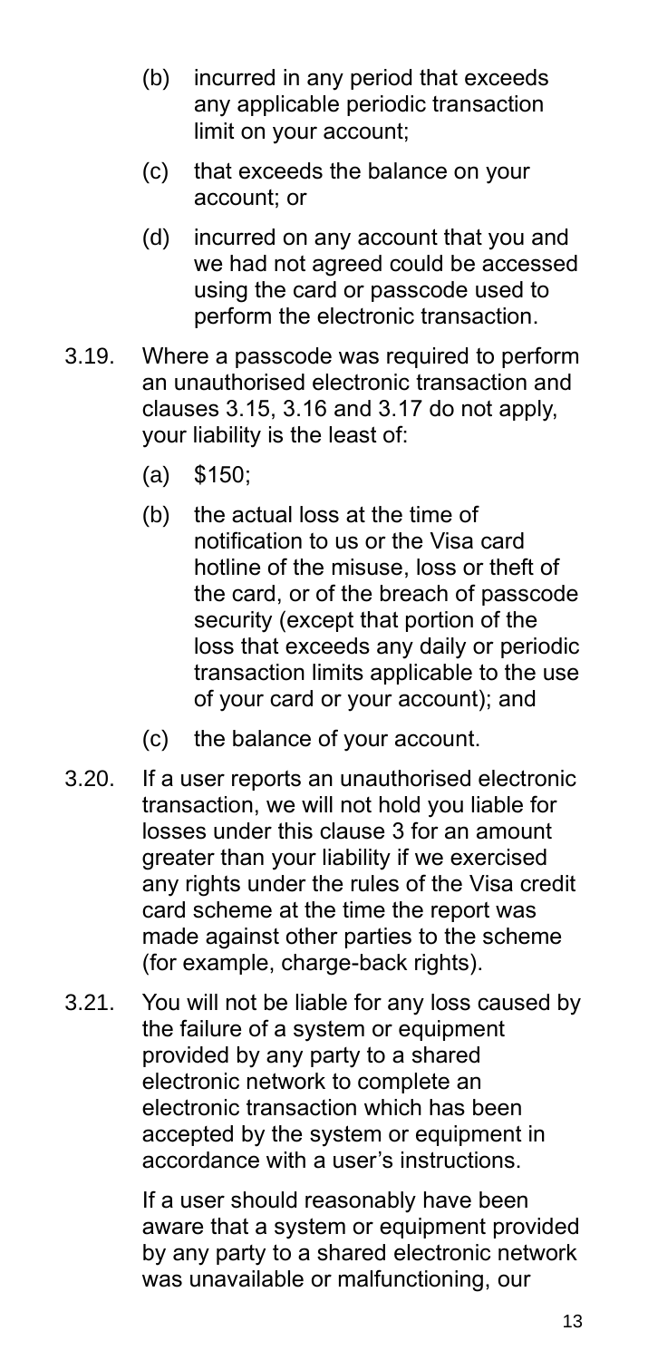(b) incurred in any period that exceeds any applicable periodic transaction limit on your account;

(c) that exceeds the balance on your account; or

(d) incurred on any account that you and we had not agreed could be accessed using the card or passcode used to perform the electronic transaction.

3.19. Where a passcode was required to perform an unauthorised electronic transaction and clauses 3.15, 3.16 and 3.17 do not apply, your liability is the least of:

(a) $150;

(b) the actual loss at the time of notification to us or the Visa card hotline of the misuse, loss or theft of the card, or of the breach of passcode security (except that portion of the loss that exceeds any daily or periodic transaction limits applicable to the use of your card or your account); and

(c) the balance of your account.

3.20. If a user reports an unauthorised electronic transaction, we will not hold you liable for losses under this clause 3 for an amount greater than your liability if we exercised any rights under the rules of the Visa credit card scheme at the time the report was made against other parties to the scheme (for example, charge-back rights).

3.21. You will not be liable for any loss caused by the failure of a system or equipment provided by any party to a shared electronic network to complete an electronic transaction which has been accepted by the system or equipment in accordance with a user's instructions.

If a user should reasonably have been aware that a system or equipment provided by any party to a shared electronic network was unavailable or malfunctioning, our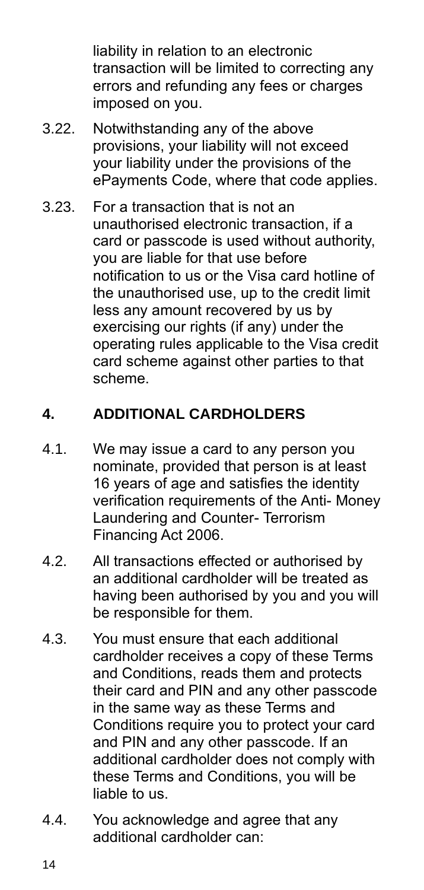liability in relation to an electronic transaction will be limited to correcting any errors and refunding any fees or charges imposed on you.

3.22. Notwithstanding any of the above provisions, your liability will not exceed your liability under the provisions of the ePayments Code, where that code applies.

3.23. For a transaction that is not an unauthorised electronic transaction, if a card or passcode is used without authority, you are liable for that use before notification to us or the Visa card hotline of the unauthorised use, up to the credit limit less any amount recovered by us by exercising our rights (if any) under the operating rules applicable to the Visa credit card scheme against other parties to that scheme.

## 4. ADDITIONAL CARDHOLDERS

4.1. We may issue a card to any person you nominate, provided that person is at least 16 years of age and satisfies the identity verification requirements of the Anti- Money Laundering and Counter- Terrorism Financing Act 2006.

4.2. All transactions effected or authorised by an additional cardholder will be treated as having been authorised by you and you will be responsible for them.

4.3. You must ensure that each additional cardholder receives a copy of these Terms and Conditions, reads them and protects their card and PIN and any other passcode in the same way as these Terms and Conditions require you to protect your card and PIN and any other passcode. If an additional cardholder does not comply with these Terms and Conditions, you will be liable to us.

4.4. You acknowledge and agree that any additional cardholder can: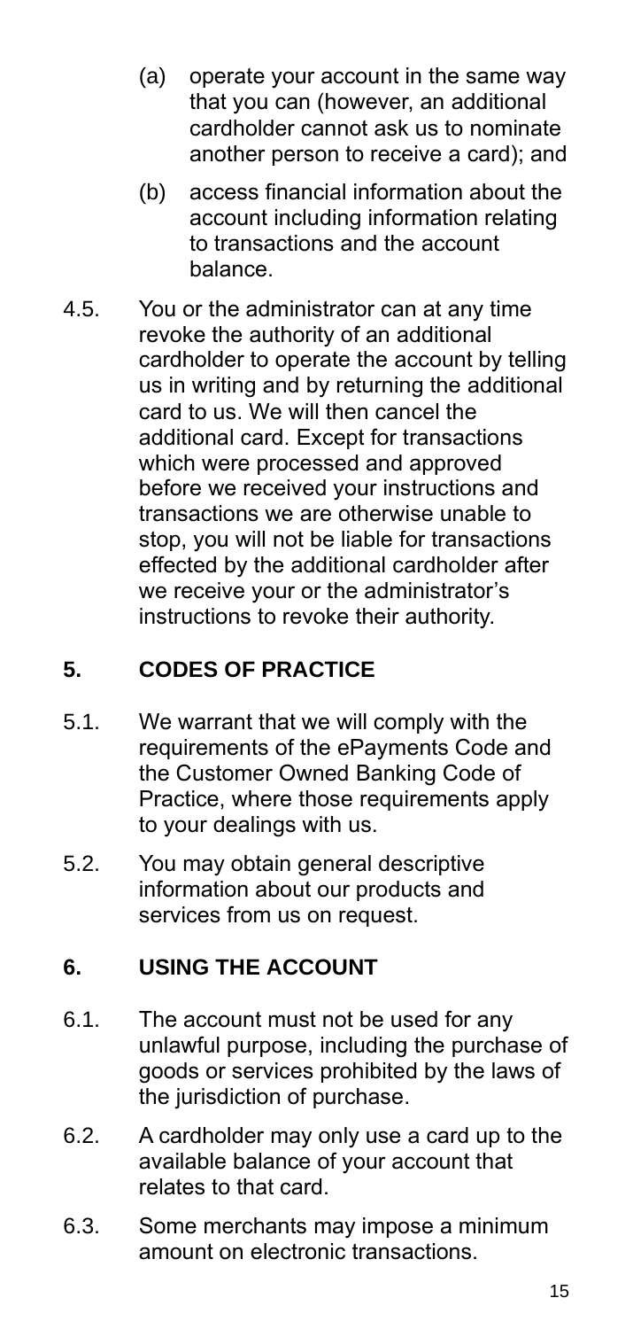(a) operate your account in the same way that you can (however, an additional cardholder cannot ask us to nominate another person to receive a card); and

(b) access financial information about the account including information relating to transactions and the account balance.

4.5. You or the administrator can at any time revoke the authority of an additional cardholder to operate the account by telling us in writing and by returning the additional card to us. We will then cancel the additional card. Except for transactions which were processed and approved before we received your instructions and transactions we are otherwise unable to stop, you will not be liable for transactions effected by the additional cardholder after we receive your or the administrator's instructions to revoke their authority.

## 5. CODES OF PRACTICE

5.1. We warrant that we will comply with the requirements of the ePayments Code and the Customer Owned Banking Code of Practice, where those requirements apply to your dealings with us.

5.2. You may obtain general descriptive information about our products and services from us on request.

## 6. USING THE ACCOUNT

6.1. The account must not be used for any unlawful purpose, including the purchase of goods or services prohibited by the laws of the jurisdiction of purchase.

6.2. A cardholder may only use a card up to the available balance of your account that relates to that card.

6.3. Some merchants may impose a minimum amount on electronic transactions.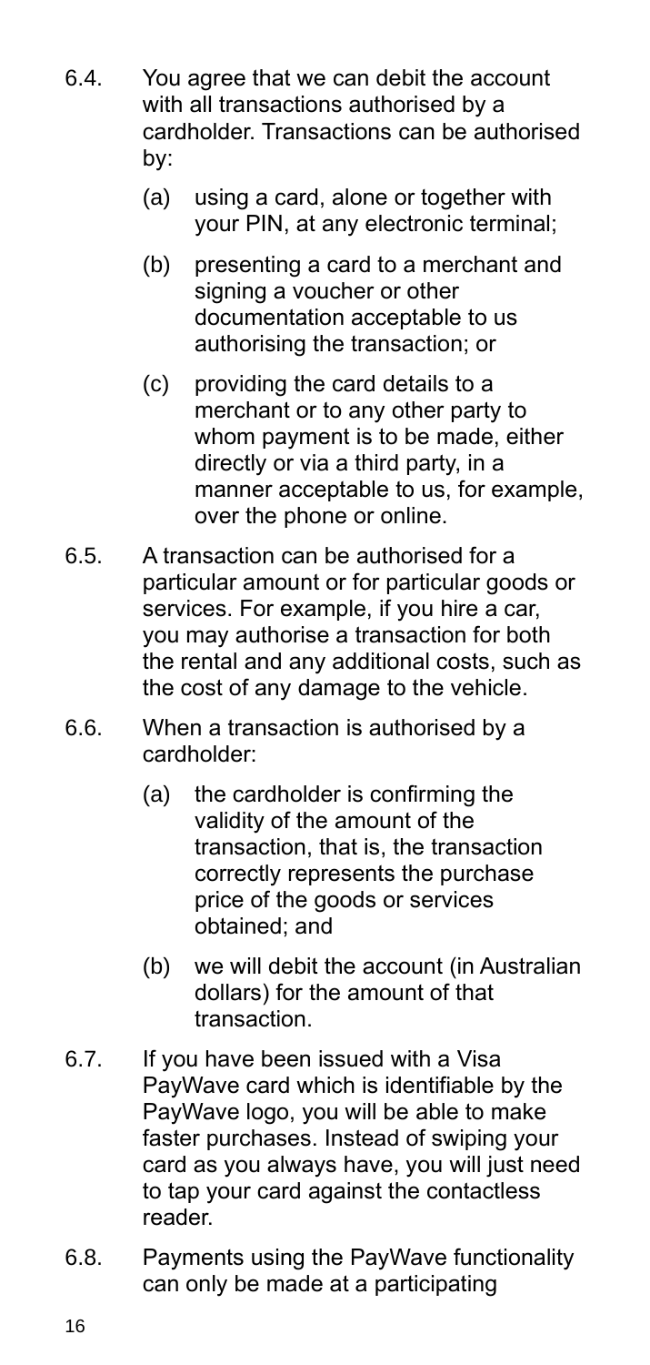6.4. You agree that we can debit the account with all transactions authorised by a cardholder. Transactions can be authorised by:

   (a) using a card, alone or together with your PIN, at any electronic terminal;

   (b) presenting a card to a merchant and signing a voucher or other documentation acceptable to us authorising the transaction; or

   (c) providing the card details to a merchant or to any other party to whom payment is to be made, either directly or via a third party, in a manner acceptable to us, for example, over the phone or online.

6.5. A transaction can be authorised for a particular amount or for particular goods or services. For example, if you hire a car, you may authorise a transaction for both the rental and any additional costs, such as the cost of any damage to the vehicle.

6.6. When a transaction is authorised by a cardholder:

   (a) the cardholder is confirming the validity of the amount of the transaction, that is, the transaction correctly represents the purchase price of the goods or services obtained; and

   (b) we will debit the account (in Australian dollars) for the amount of that transaction.

6.7. If you have been issued with a Visa PayWave card which is identifiable by the PayWave logo, you will be able to make faster purchases. Instead of swiping your card as you always have, you will just need to tap your card against the contactless reader.

6.8. Payments using the PayWave functionality can only be made at a participating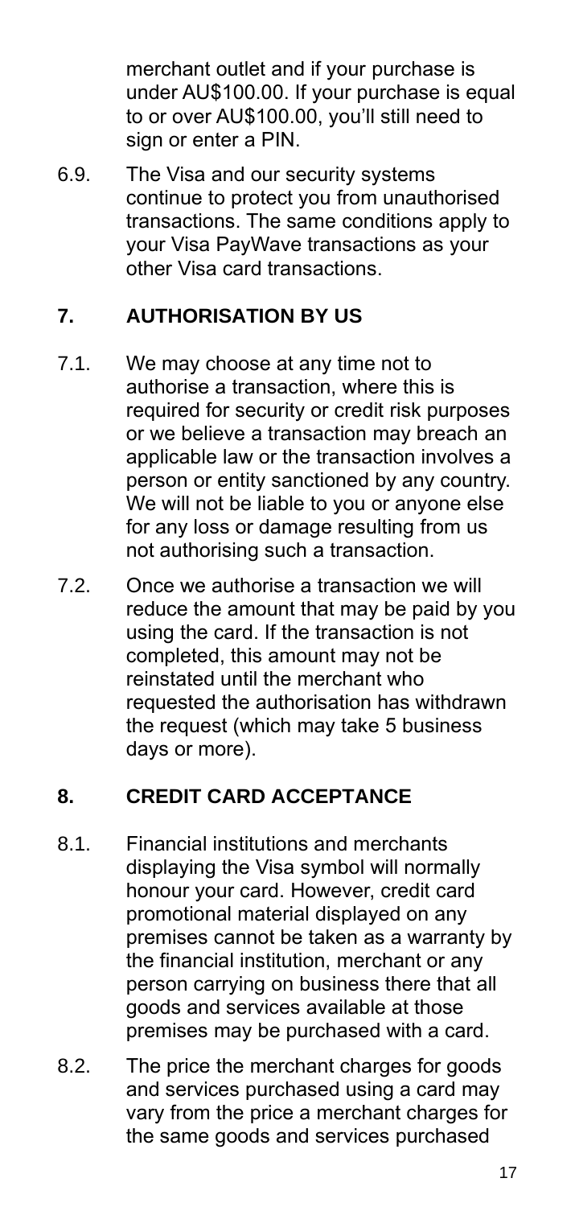merchant outlet and if your purchase is under AU$100.00. If your purchase is equal to or over AU$100.00, you'll still need to sign or enter a PIN.

6.9. The Visa and our security systems continue to protect you from unauthorised transactions. The same conditions apply to your Visa PayWave transactions as your other Visa card transactions.

## 7. AUTHORISATION BY US

7.1. We may choose at any time not to authorise a transaction, where this is required for security or credit risk purposes or we believe a transaction may breach an applicable law or the transaction involves a person or entity sanctioned by any country. We will not be liable to you or anyone else for any loss or damage resulting from us not authorising such a transaction.

7.2. Once we authorise a transaction we will reduce the amount that may be paid by you using the card. If the transaction is not completed, this amount may not be reinstated until the merchant who requested the authorisation has withdrawn the request (which may take 5 business days or more).

## 8. CREDIT CARD ACCEPTANCE

8.1. Financial institutions and merchants displaying the Visa symbol will normally honour your card. However, credit card promotional material displayed on any premises cannot be taken as a warranty by the financial institution, merchant or any person carrying on business there that all goods and services available at those premises may be purchased with a card.

8.2. The price the merchant charges for goods and services purchased using a card may vary from the price a merchant charges for the same goods and services purchased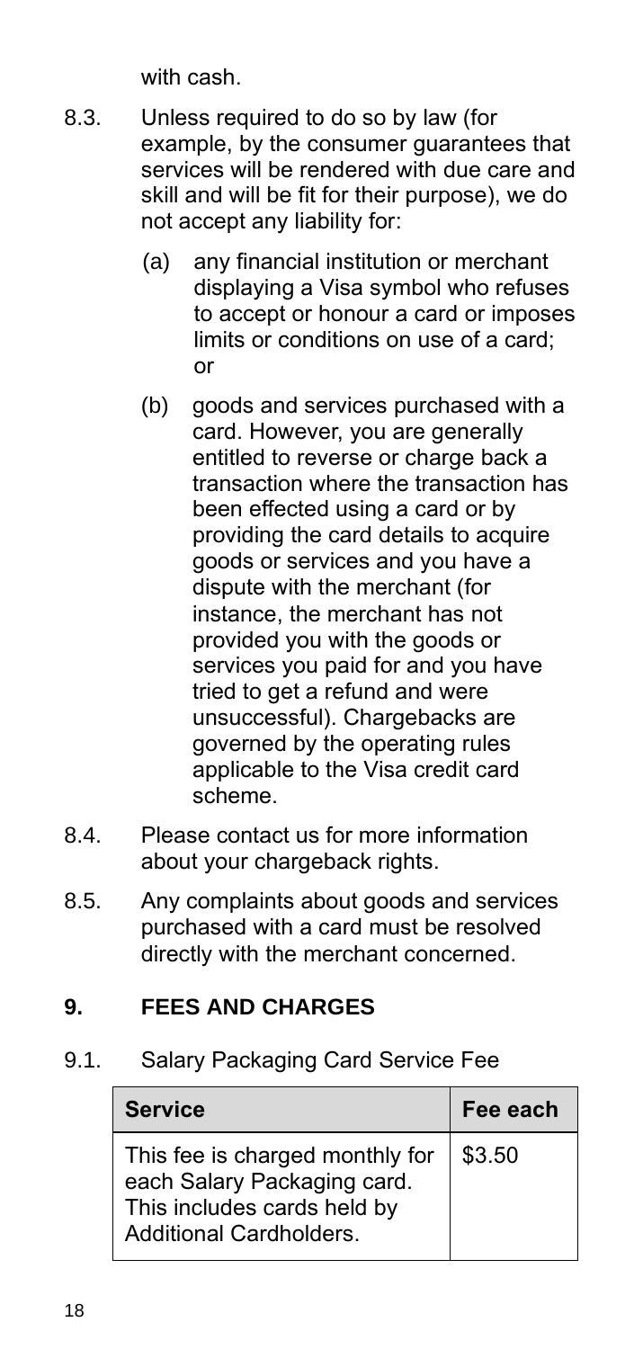with cash.

8.3. Unless required to do so by law (for example, by the consumer guarantees that services will be rendered with due care and skill and will be fit for their purpose), we do not accept any liability for:

   (a) any financial institution or merchant displaying a Visa symbol who refuses to accept or honour a card or imposes limits or conditions on use of a card; or

   (b) goods and services purchased with a card. However, you are generally entitled to reverse or charge back a transaction where the transaction has been effected using a card or by providing the card details to acquire goods or services and you have a dispute with the merchant (for instance, the merchant has not provided you with the goods or services you paid for and you have tried to get a refund and were unsuccessful). Chargebacks are governed by the operating rules applicable to the Visa credit card scheme.

8.4. Please contact us for more information about your chargeback rights.

8.5. Any complaints about goods and services purchased with a card must be resolved directly with the merchant concerned.

## 9. FEES AND CHARGES

9.1. Salary Packaging Card Service Fee

| Service | Fee each |
| --- | --- |
| This fee is charged monthly for each Salary Packaging card. This includes cards held by Additional Cardholders. | $3.50 |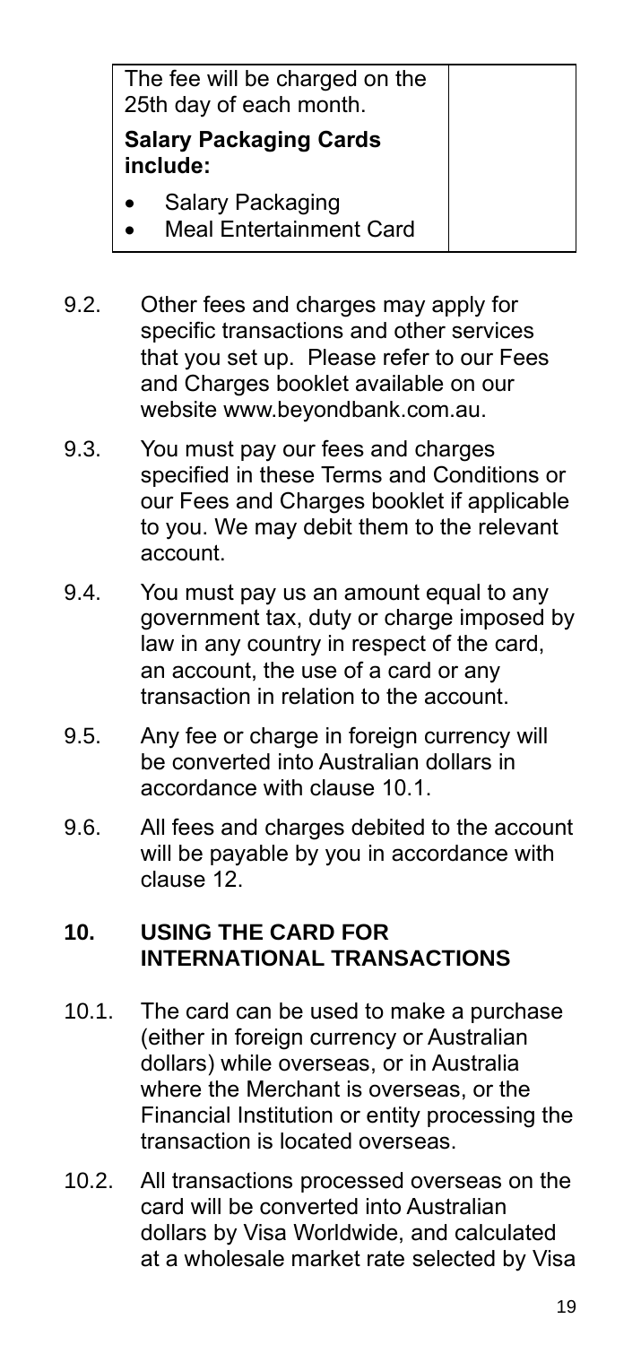| The fee will be charged on the 25th day of each month.<br><br>**Salary Packaging Cards include:**<br><br>• Salary Packaging<br>• Meal Entertainment Card | |
|---|---|

9.2. Other fees and charges may apply for specific transactions and other services that you set up. Please refer to our Fees and Charges booklet available on our website www.beyondbank.com.au.

9.3. You must pay our fees and charges specified in these Terms and Conditions or our Fees and Charges booklet if applicable to you. We may debit them to the relevant account.

9.4. You must pay us an amount equal to any government tax, duty or charge imposed by law in any country in respect of the card, an account, the use of a card or any transaction in relation to the account.

9.5. Any fee or charge in foreign currency will be converted into Australian dollars in accordance with clause 10.1.

9.6. All fees and charges debited to the account will be payable by you in accordance with clause 12.

## 10. USING THE CARD FOR INTERNATIONAL TRANSACTIONS

10.1. The card can be used to make a purchase (either in foreign currency or Australian dollars) while overseas, or in Australia where the Merchant is overseas, or the Financial Institution or entity processing the transaction is located overseas.

10.2. All transactions processed overseas on the card will be converted into Australian dollars by Visa Worldwide, and calculated at a wholesale market rate selected by Visa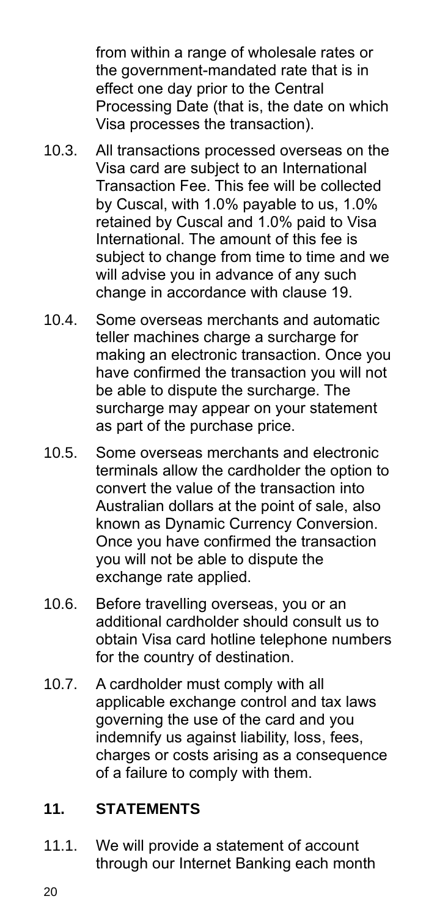from within a range of wholesale rates or the government-mandated rate that is in effect one day prior to the Central Processing Date (that is, the date on which Visa processes the transaction).

10.3. All transactions processed overseas on the Visa card are subject to an International Transaction Fee. This fee will be collected by Cuscal, with 1.0% payable to us, 1.0% retained by Cuscal and 1.0% paid to Visa International. The amount of this fee is subject to change from time to time and we will advise you in advance of any such change in accordance with clause 19.

10.4. Some overseas merchants and automatic teller machines charge a surcharge for making an electronic transaction. Once you have confirmed the transaction you will not be able to dispute the surcharge. The surcharge may appear on your statement as part of the purchase price.

10.5. Some overseas merchants and electronic terminals allow the cardholder the option to convert the value of the transaction into Australian dollars at the point of sale, also known as Dynamic Currency Conversion. Once you have confirmed the transaction you will not be able to dispute the exchange rate applied.

10.6. Before travelling overseas, you or an additional cardholder should consult us to obtain Visa card hotline telephone numbers for the country of destination.

10.7. A cardholder must comply with all applicable exchange control and tax laws governing the use of the card and you indemnify us against liability, loss, fees, charges or costs arising as a consequence of a failure to comply with them.

## 11. STATEMENTS

11.1. We will provide a statement of account through our Internet Banking each month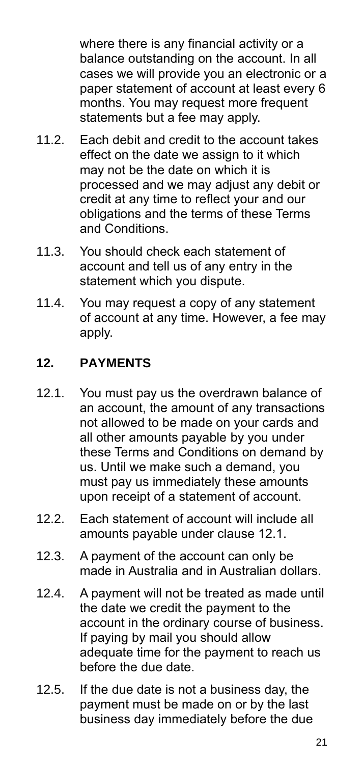where there is any financial activity or a balance outstanding on the account. In all cases we will provide you an electronic or a paper statement of account at least every 6 months. You may request more frequent statements but a fee may apply.

11.2. Each debit and credit to the account takes effect on the date we assign to it which may not be the date on which it is processed and we may adjust any debit or credit at any time to reflect your and our obligations and the terms of these Terms and Conditions.

11.3. You should check each statement of account and tell us of any entry in the statement which you dispute.

11.4. You may request a copy of any statement of account at any time. However, a fee may apply.

## 12. PAYMENTS

12.1. You must pay us the overdrawn balance of an account, the amount of any transactions not allowed to be made on your cards and all other amounts payable by you under these Terms and Conditions on demand by us. Until we make such a demand, you must pay us immediately these amounts upon receipt of a statement of account.

12.2. Each statement of account will include all amounts payable under clause 12.1.

12.3. A payment of the account can only be made in Australia and in Australian dollars.

12.4. A payment will not be treated as made until the date we credit the payment to the account in the ordinary course of business. If paying by mail you should allow adequate time for the payment to reach us before the due date.

12.5. If the due date is not a business day, the payment must be made on or by the last business day immediately before the due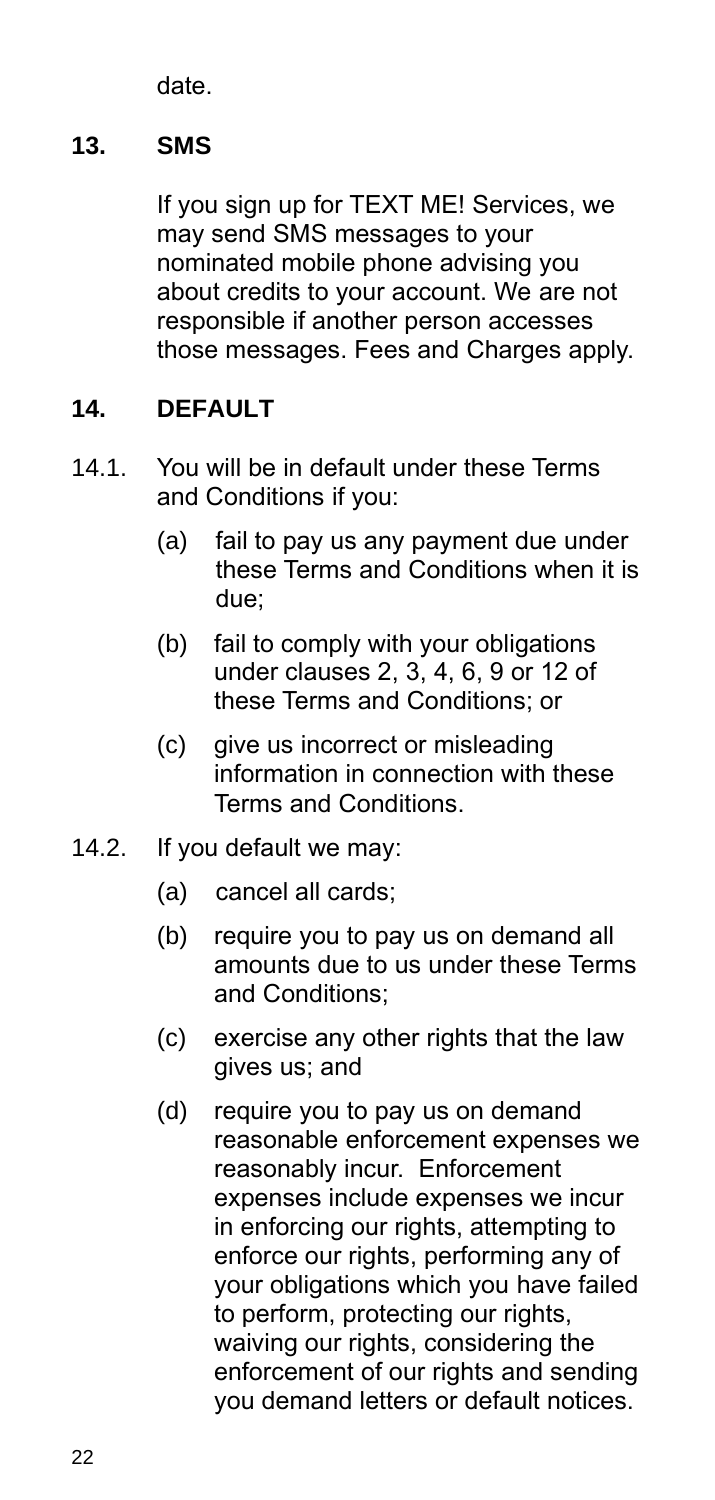date.

## 13. SMS

If you sign up for TEXT ME! Services, we may send SMS messages to your nominated mobile phone advising you about credits to your account. We are not responsible if another person accesses those messages. Fees and Charges apply.

## 14. DEFAULT

14.1. You will be in default under these Terms and Conditions if you:

(a) fail to pay us any payment due under these Terms and Conditions when it is due;

(b) fail to comply with your obligations under clauses 2, 3, 4, 6, 9 or 12 of these Terms and Conditions; or

(c) give us incorrect or misleading information in connection with these Terms and Conditions.

14.2. If you default we may:

(a) cancel all cards;

(b) require you to pay us on demand all amounts due to us under these Terms and Conditions;

(c) exercise any other rights that the law gives us; and

(d) require you to pay us on demand reasonable enforcement expenses we reasonably incur. Enforcement expenses include expenses we incur in enforcing our rights, attempting to enforce our rights, performing any of your obligations which you have failed to perform, protecting our rights, waiving our rights, considering the enforcement of our rights and sending you demand letters or default notices.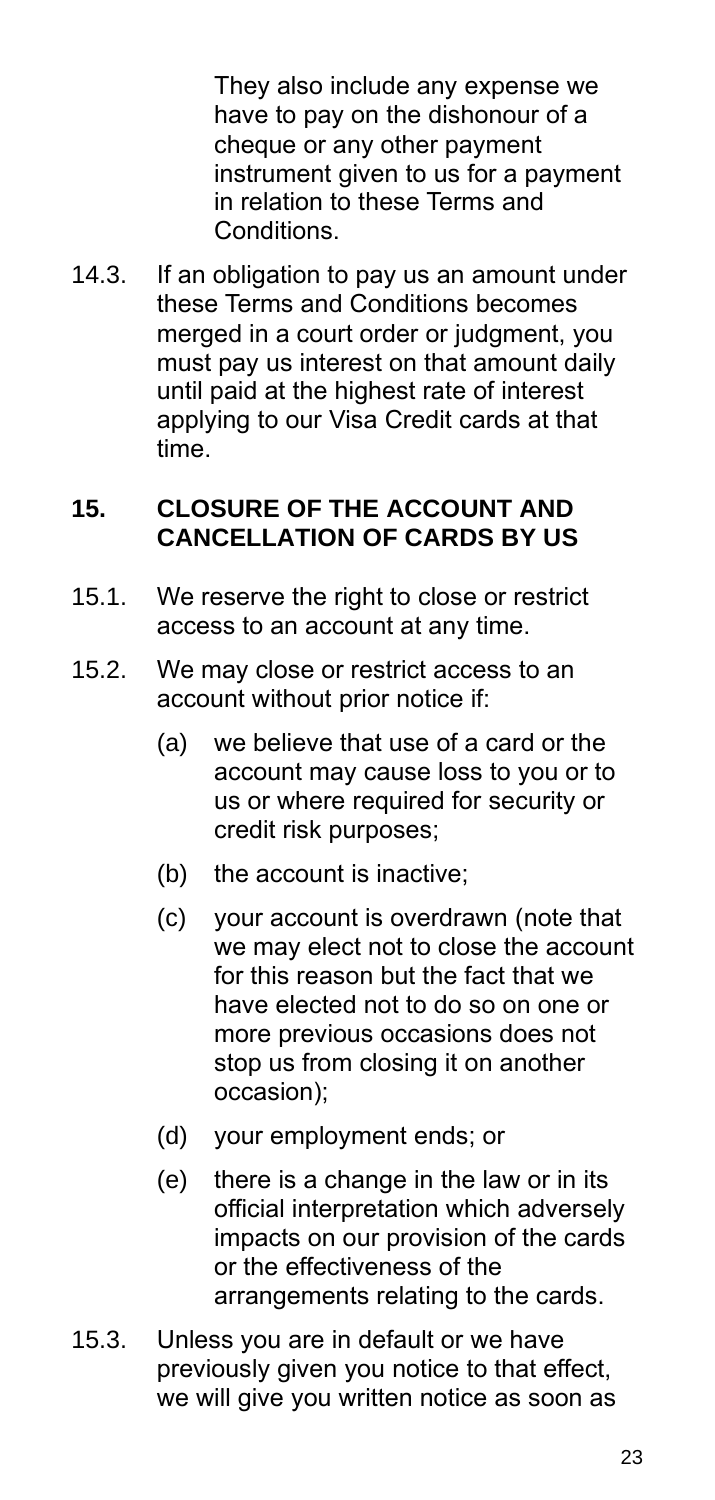They also include any expense we have to pay on the dishonour of a cheque or any other payment instrument given to us for a payment in relation to these Terms and Conditions.

14.3. If an obligation to pay us an amount under these Terms and Conditions becomes merged in a court order or judgment, you must pay us interest on that amount daily until paid at the highest rate of interest applying to our Visa Credit cards at that time.

## 15. CLOSURE OF THE ACCOUNT AND CANCELLATION OF CARDS BY US

15.1. We reserve the right to close or restrict access to an account at any time.

15.2. We may close or restrict access to an account without prior notice if:

- (a) we believe that use of a card or the account may cause loss to you or to us or where required for security or credit risk purposes;
- (b) the account is inactive;
- (c) your account is overdrawn (note that we may elect not to close the account for this reason but the fact that we have elected not to do so on one or more previous occasions does not stop us from closing it on another occasion);
- (d) your employment ends; or
- (e) there is a change in the law or in its official interpretation which adversely impacts on our provision of the cards or the effectiveness of the arrangements relating to the cards.

15.3. Unless you are in default or we have previously given you notice to that effect, we will give you written notice as soon as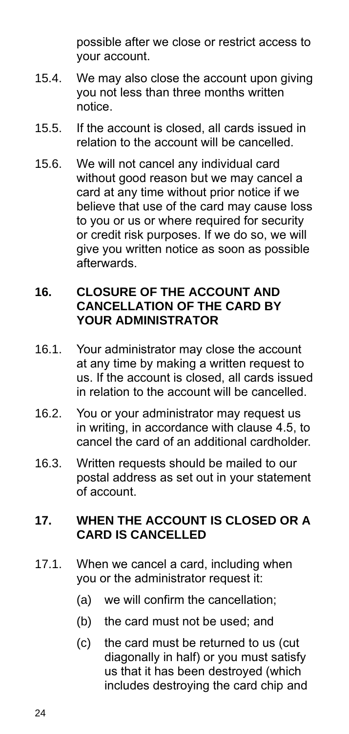possible after we close or restrict access to your account.

15.4. We may also close the account upon giving you not less than three months written notice.

15.5. If the account is closed, all cards issued in relation to the account will be cancelled.

15.6. We will not cancel any individual card without good reason but we may cancel a card at any time without prior notice if we believe that use of the card may cause loss to you or us or where required for security or credit risk purposes. If we do so, we will give you written notice as soon as possible afterwards.

## 16. CLOSURE OF THE ACCOUNT AND CANCELLATION OF THE CARD BY YOUR ADMINISTRATOR

16.1. Your administrator may close the account at any time by making a written request to us. If the account is closed, all cards issued in relation to the account will be cancelled.

16.2. You or your administrator may request us in writing, in accordance with clause 4.5, to cancel the card of an additional cardholder.

16.3. Written requests should be mailed to our postal address as set out in your statement of account.

## 17. WHEN THE ACCOUNT IS CLOSED OR A CARD IS CANCELLED

17.1. When we cancel a card, including when you or the administrator request it:

(a) we will confirm the cancellation;

(b) the card must not be used; and

(c) the card must be returned to us (cut diagonally in half) or you must satisfy us that it has been destroyed (which includes destroying the card chip and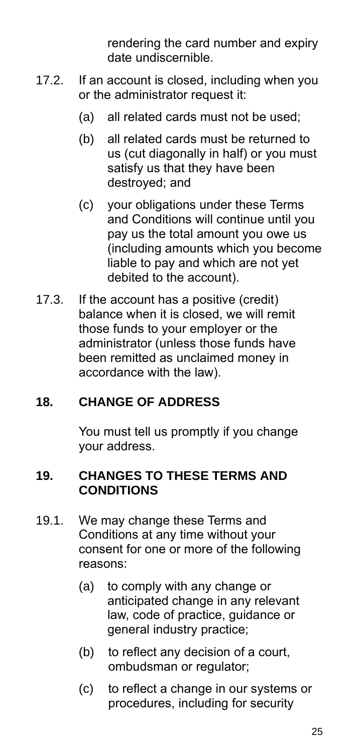rendering the card number and expiry date undiscernible.

17.2. If an account is closed, including when you or the administrator request it:

(a) all related cards must not be used;

(b) all related cards must be returned to us (cut diagonally in half) or you must satisfy us that they have been destroyed; and

(c) your obligations under these Terms and Conditions will continue until you pay us the total amount you owe us (including amounts which you become liable to pay and which are not yet debited to the account).

17.3. If the account has a positive (credit) balance when it is closed, we will remit those funds to your employer or the administrator (unless those funds have been remitted as unclaimed money in accordance with the law).

## 18. CHANGE OF ADDRESS

You must tell us promptly if you change your address.

## 19. CHANGES TO THESE TERMS AND CONDITIONS

19.1. We may change these Terms and Conditions at any time without your consent for one or more of the following reasons:

(a) to comply with any change or anticipated change in any relevant law, code of practice, guidance or general industry practice;

(b) to reflect any decision of a court, ombudsman or regulator;

(c) to reflect a change in our systems or procedures, including for security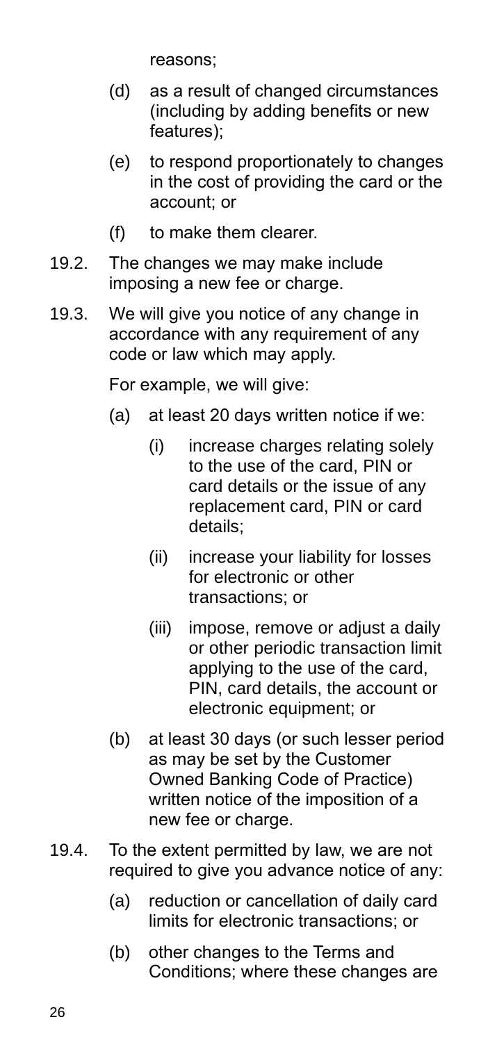reasons;

(d) as a result of changed circumstances (including by adding benefits or new features);

(e) to respond proportionately to changes in the cost of providing the card or the account; or

(f) to make them clearer.

19.2. The changes we may make include imposing a new fee or charge.

19.3. We will give you notice of any change in accordance with any requirement of any code or law which may apply.

For example, we will give:

(a) at least 20 days written notice if we:

   (i) increase charges relating solely to the use of the card, PIN or card details or the issue of any replacement card, PIN or card details;

   (ii) increase your liability for losses for electronic or other transactions; or

   (iii) impose, remove or adjust a daily or other periodic transaction limit applying to the use of the card, PIN, card details, the account or electronic equipment; or

(b) at least 30 days (or such lesser period as may be set by the Customer Owned Banking Code of Practice) written notice of the imposition of a new fee or charge.

19.4. To the extent permitted by law, we are not required to give you advance notice of any:

(a) reduction or cancellation of daily card limits for electronic transactions; or

(b) other changes to the Terms and Conditions; where these changes are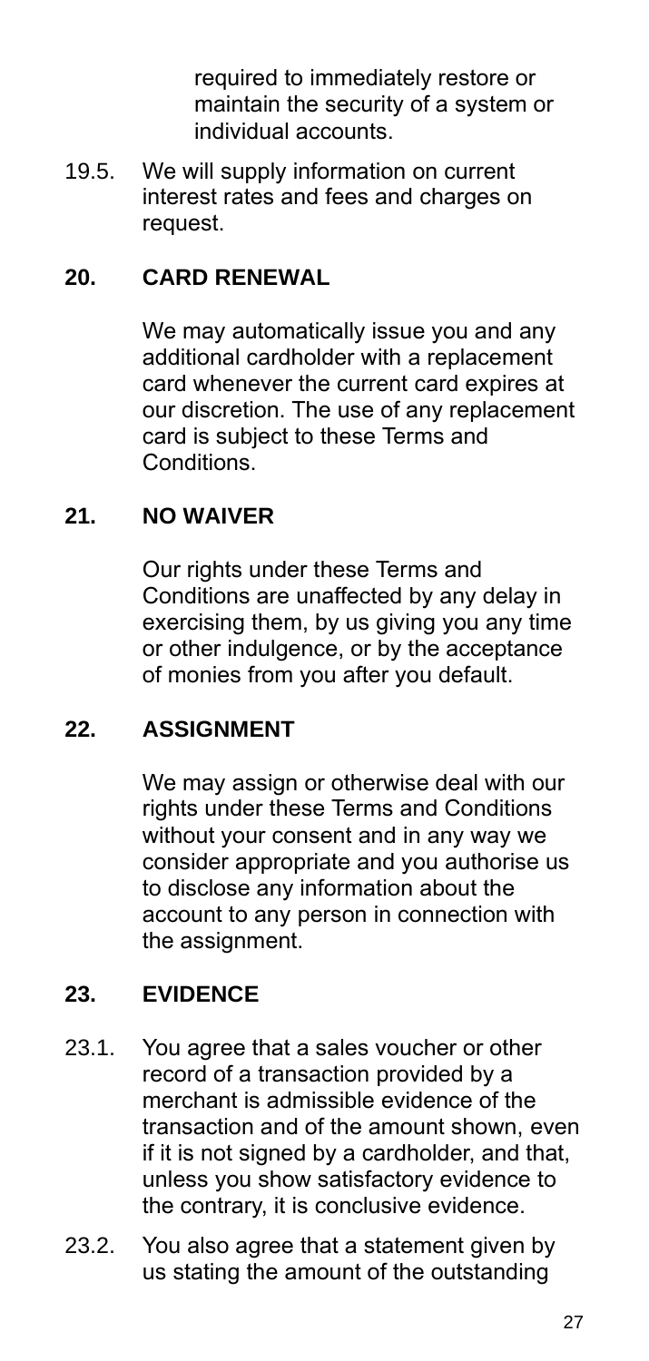required to immediately restore or maintain the security of a system or individual accounts.

19.5. We will supply information on current interest rates and fees and charges on request.

## 20. CARD RENEWAL

We may automatically issue you and any additional cardholder with a replacement card whenever the current card expires at our discretion. The use of any replacement card is subject to these Terms and Conditions.

## 21. NO WAIVER

Our rights under these Terms and Conditions are unaffected by any delay in exercising them, by us giving you any time or other indulgence, or by the acceptance of monies from you after you default.

## 22. ASSIGNMENT

We may assign or otherwise deal with our rights under these Terms and Conditions without your consent and in any way we consider appropriate and you authorise us to disclose any information about the account to any person in connection with the assignment.

## 23. EVIDENCE

23.1. You agree that a sales voucher or other record of a transaction provided by a merchant is admissible evidence of the transaction and of the amount shown, even if it is not signed by a cardholder, and that, unless you show satisfactory evidence to the contrary, it is conclusive evidence.

23.2. You also agree that a statement given by us stating the amount of the outstanding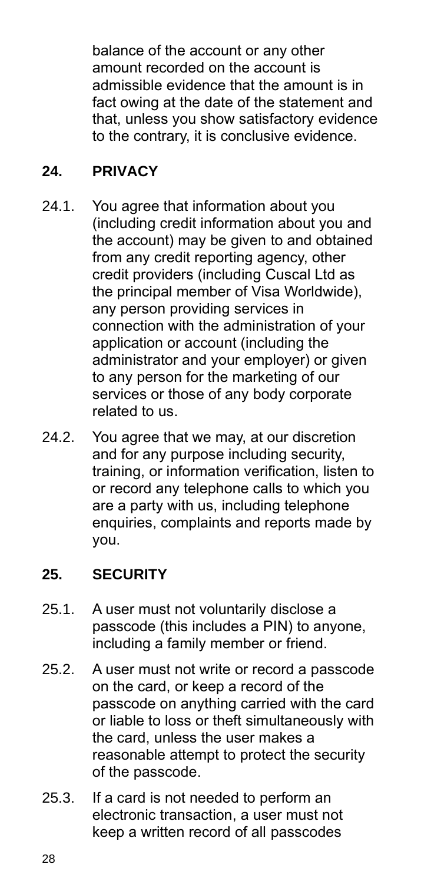balance of the account or any other amount recorded on the account is admissible evidence that the amount is in fact owing at the date of the statement and that, unless you show satisfactory evidence to the contrary, it is conclusive evidence.

## 24. PRIVACY

24.1. You agree that information about you (including credit information about you and the account) may be given to and obtained from any credit reporting agency, other credit providers (including Cuscal Ltd as the principal member of Visa Worldwide), any person providing services in connection with the administration of your application or account (including the administrator and your employer) or given to any person for the marketing of our services or those of any body corporate related to us.

24.2. You agree that we may, at our discretion and for any purpose including security, training, or information verification, listen to or record any telephone calls to which you are a party with us, including telephone enquiries, complaints and reports made by you.

## 25. SECURITY

25.1. A user must not voluntarily disclose a passcode (this includes a PIN) to anyone, including a family member or friend.

25.2. A user must not write or record a passcode on the card, or keep a record of the passcode on anything carried with the card or liable to loss or theft simultaneously with the card, unless the user makes a reasonable attempt to protect the security of the passcode.

25.3. If a card is not needed to perform an electronic transaction, a user must not keep a written record of all passcodes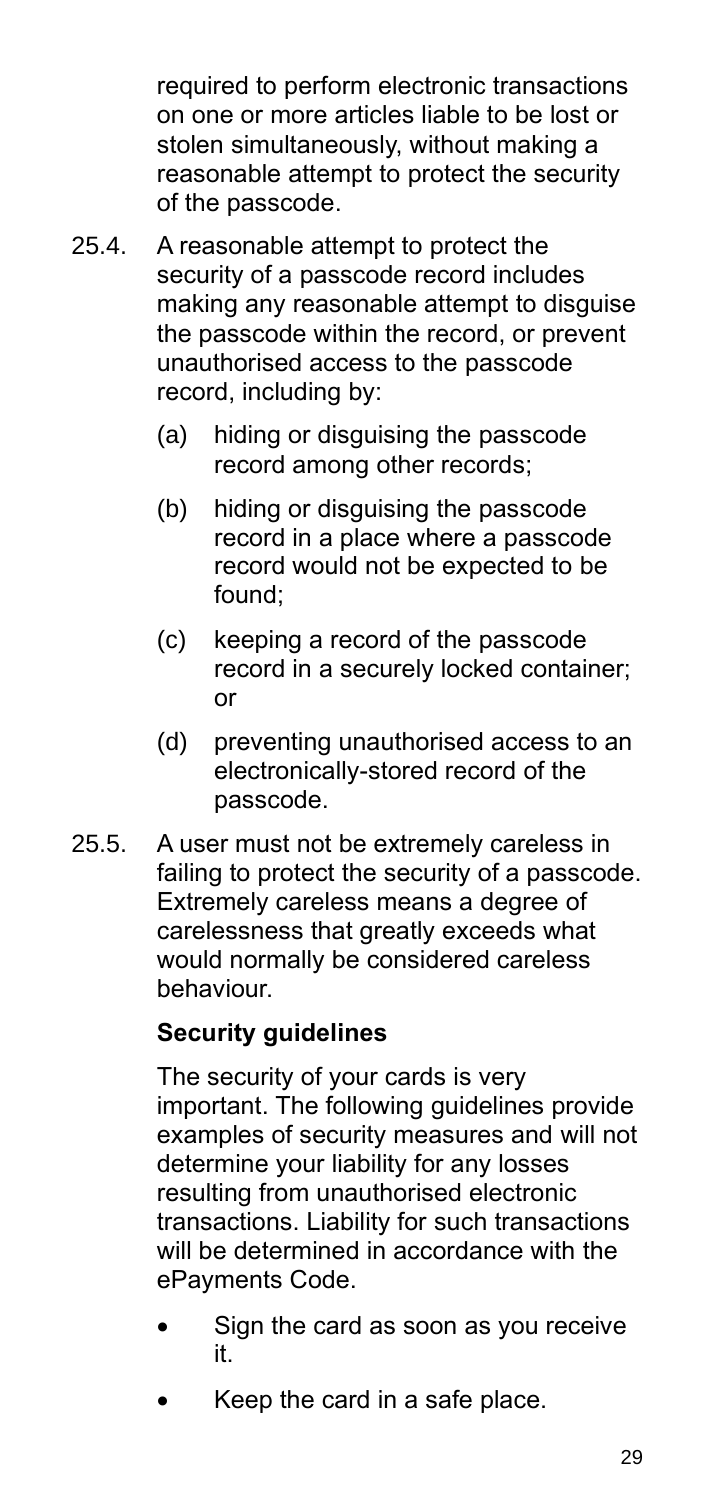required to perform electronic transactions on one or more articles liable to be lost or stolen simultaneously, without making a reasonable attempt to protect the security of the passcode.

25.4. A reasonable attempt to protect the security of a passcode record includes making any reasonable attempt to disguise the passcode within the record, or prevent unauthorised access to the passcode record, including by:

(a) hiding or disguising the passcode record among other records;

(b) hiding or disguising the passcode record in a place where a passcode record would not be expected to be found;

(c) keeping a record of the passcode record in a securely locked container; or

(d) preventing unauthorised access to an electronically-stored record of the passcode.

25.5. A user must not be extremely careless in failing to protect the security of a passcode. Extremely careless means a degree of carelessness that greatly exceeds what would normally be considered careless behaviour.

**Security guidelines**

The security of your cards is very important. The following guidelines provide examples of security measures and will not determine your liability for any losses resulting from unauthorised electronic transactions. Liability for such transactions will be determined in accordance with the ePayments Code.

- Sign the card as soon as you receive it.
- Keep the card in a safe place.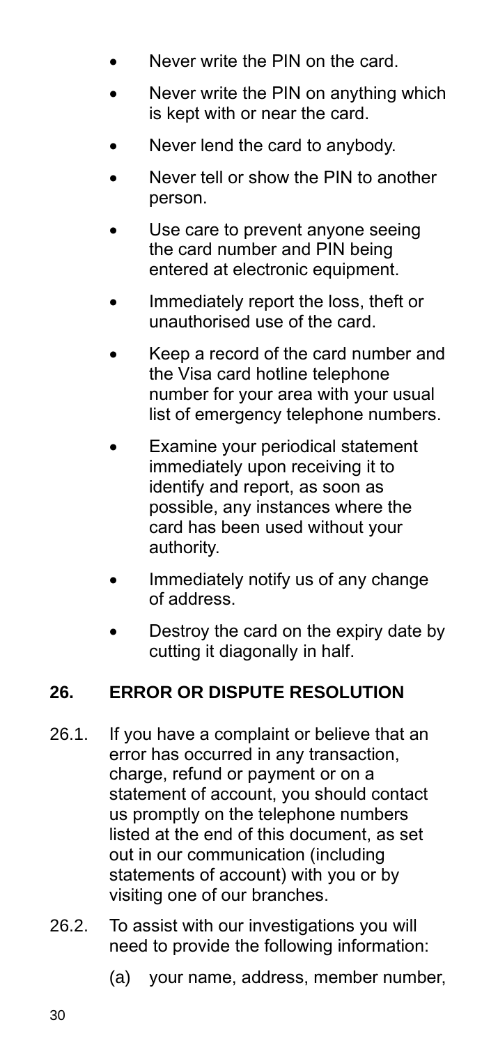- Never write the PIN on the card.
- Never write the PIN on anything which is kept with or near the card.
- Never lend the card to anybody.
- Never tell or show the PIN to another person.
- Use care to prevent anyone seeing the card number and PIN being entered at electronic equipment.
- Immediately report the loss, theft or unauthorised use of the card.
- Keep a record of the card number and the Visa card hotline telephone number for your area with your usual list of emergency telephone numbers.
- Examine your periodical statement immediately upon receiving it to identify and report, as soon as possible, any instances where the card has been used without your authority.
- Immediately notify us of any change of address.
- Destroy the card on the expiry date by cutting it diagonally in half.

## 26. ERROR OR DISPUTE RESOLUTION

26.1. If you have a complaint or believe that an error has occurred in any transaction, charge, refund or payment or on a statement of account, you should contact us promptly on the telephone numbers listed at the end of this document, as set out in our communication (including statements of account) with you or by visiting one of our branches.

26.2. To assist with our investigations you will need to provide the following information:

(a) your name, address, member number,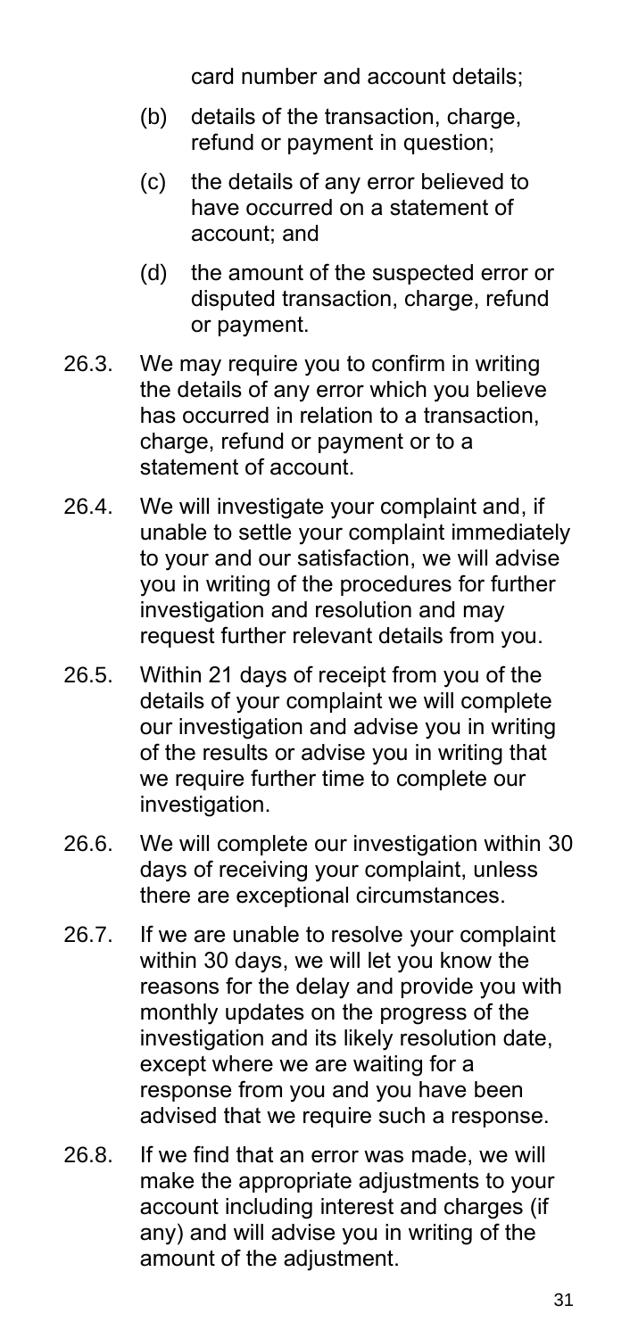card number and account details;

(b) details of the transaction, charge, refund or payment in question;

(c) the details of any error believed to have occurred on a statement of account; and

(d) the amount of the suspected error or disputed transaction, charge, refund or payment.

26.3. We may require you to confirm in writing the details of any error which you believe has occurred in relation to a transaction, charge, refund or payment or to a statement of account.

26.4. We will investigate your complaint and, if unable to settle your complaint immediately to your and our satisfaction, we will advise you in writing of the procedures for further investigation and resolution and may request further relevant details from you.

26.5. Within 21 days of receipt from you of the details of your complaint we will complete our investigation and advise you in writing of the results or advise you in writing that we require further time to complete our investigation.

26.6. We will complete our investigation within 30 days of receiving your complaint, unless there are exceptional circumstances.

26.7. If we are unable to resolve your complaint within 30 days, we will let you know the reasons for the delay and provide you with monthly updates on the progress of the investigation and its likely resolution date, except where we are waiting for a response from you and you have been advised that we require such a response.

26.8. If we find that an error was made, we will make the appropriate adjustments to your account including interest and charges (if any) and will advise you in writing of the amount of the adjustment.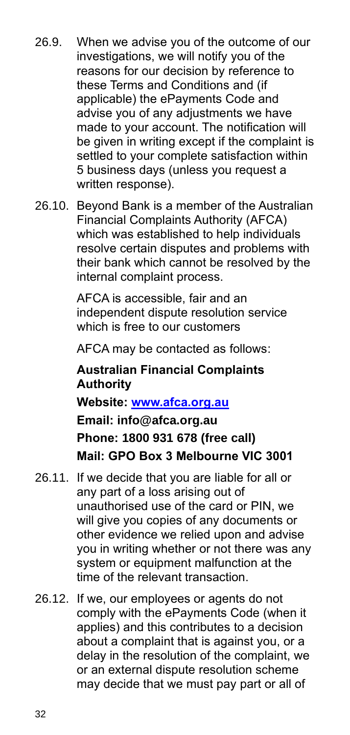26.9. When we advise you of the outcome of our investigations, we will notify you of the reasons for our decision by reference to these Terms and Conditions and (if applicable) the ePayments Code and advise you of any adjustments we have made to your account. The notification will be given in writing except if the complaint is settled to your complete satisfaction within 5 business days (unless you request a written response).

26.10. Beyond Bank is a member of the Australian Financial Complaints Authority (AFCA) which was established to help individuals resolve certain disputes and problems with their bank which cannot be resolved by the internal complaint process.

AFCA is accessible, fair and an independent dispute resolution service which is free to our customers

AFCA may be contacted as follows:

**Australian Financial Complaints Authority**

**Website: [www.afca.org.au](http://www.afca.org.au)**

**Email: info@afca.org.au**

**Phone: 1800 931 678 (free call)**

**Mail: GPO Box 3 Melbourne VIC 3001**

26.11. If we decide that you are liable for all or any part of a loss arising out of unauthorised use of the card or PIN, we will give you copies of any documents or other evidence we relied upon and advise you in writing whether or not there was any system or equipment malfunction at the time of the relevant transaction.

26.12. If we, our employees or agents do not comply with the ePayments Code (when it applies) and this contributes to a decision about a complaint that is against you, or a delay in the resolution of the complaint, we or an external dispute resolution scheme may decide that we must pay part or all of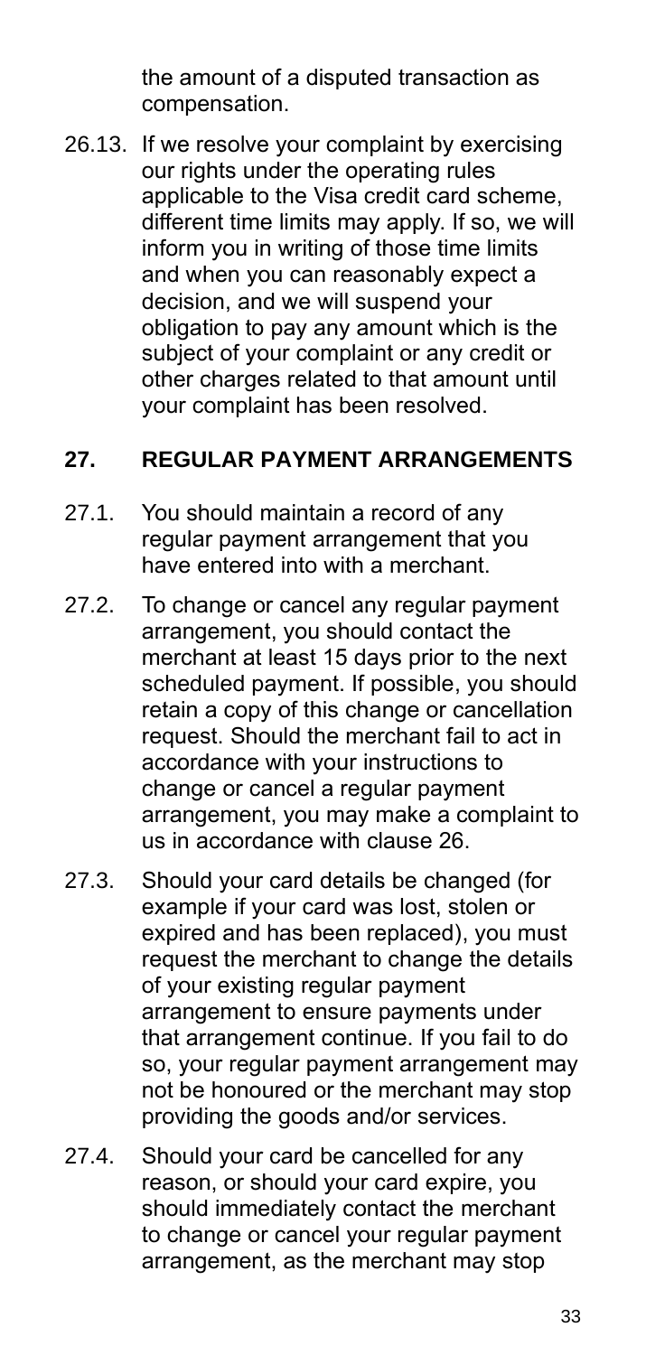the amount of a disputed transaction as compensation.

26.13. If we resolve your complaint by exercising our rights under the operating rules applicable to the Visa credit card scheme, different time limits may apply. If so, we will inform you in writing of those time limits and when you can reasonably expect a decision, and we will suspend your obligation to pay any amount which is the subject of your complaint or any credit or other charges related to that amount until your complaint has been resolved.

## 27. REGULAR PAYMENT ARRANGEMENTS

27.1. You should maintain a record of any regular payment arrangement that you have entered into with a merchant.

27.2. To change or cancel any regular payment arrangement, you should contact the merchant at least 15 days prior to the next scheduled payment. If possible, you should retain a copy of this change or cancellation request. Should the merchant fail to act in accordance with your instructions to change or cancel a regular payment arrangement, you may make a complaint to us in accordance with clause 26.

27.3. Should your card details be changed (for example if your card was lost, stolen or expired and has been replaced), you must request the merchant to change the details of your existing regular payment arrangement to ensure payments under that arrangement continue. If you fail to do so, your regular payment arrangement may not be honoured or the merchant may stop providing the goods and/or services.

27.4. Should your card be cancelled for any reason, or should your card expire, you should immediately contact the merchant to change or cancel your regular payment arrangement, as the merchant may stop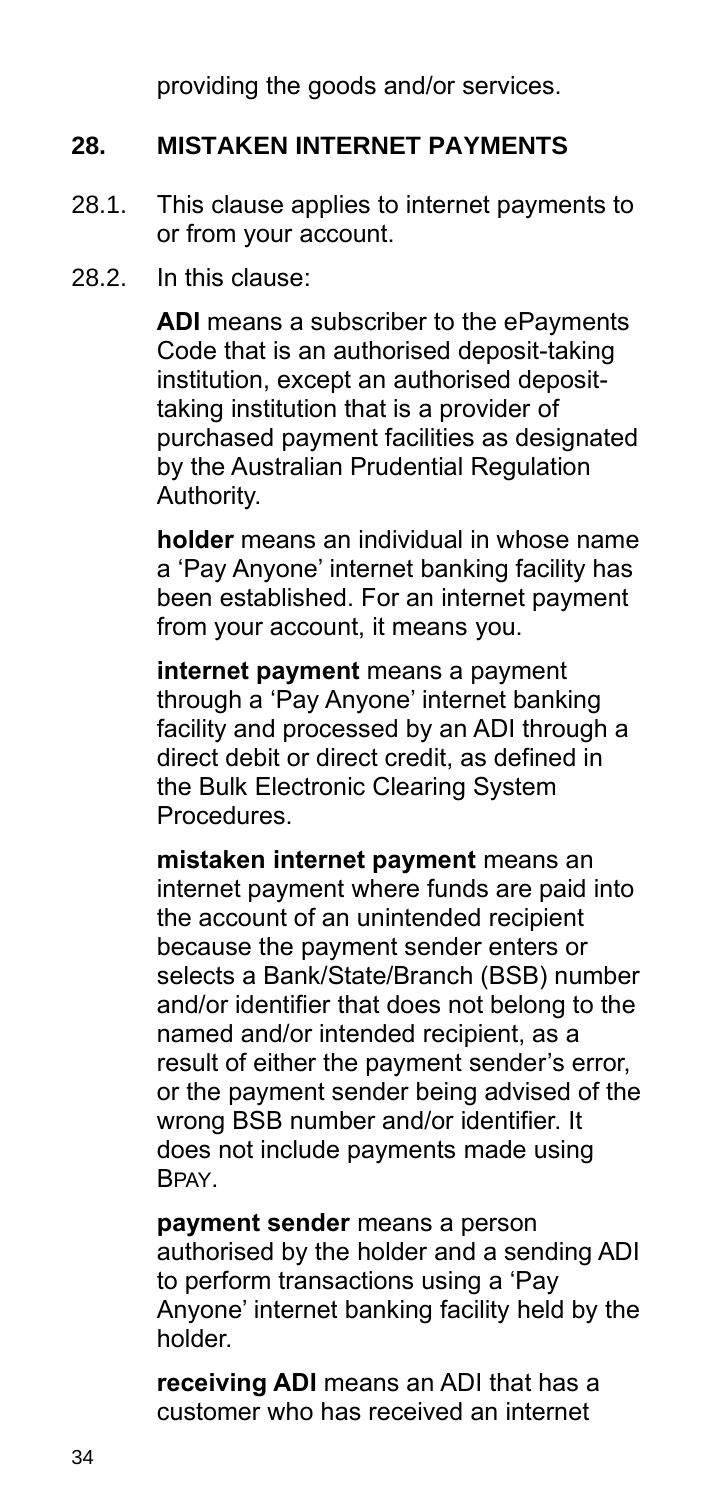providing the goods and/or services.

## 28. MISTAKEN INTERNET PAYMENTS

28.1. This clause applies to internet payments to or from your account.

28.2. In this clause:

**ADI** means a subscriber to the ePayments Code that is an authorised deposit-taking institution, except an authorised deposit-taking institution that is a provider of purchased payment facilities as designated by the Australian Prudential Regulation Authority.

**holder** means an individual in whose name a 'Pay Anyone' internet banking facility has been established. For an internet payment from your account, it means you.

**internet payment** means a payment through a 'Pay Anyone' internet banking facility and processed by an ADI through a direct debit or direct credit, as defined in the Bulk Electronic Clearing System Procedures.

**mistaken internet payment** means an internet payment where funds are paid into the account of an unintended recipient because the payment sender enters or selects a Bank/State/Branch (BSB) number and/or identifier that does not belong to the named and/or intended recipient, as a result of either the payment sender's error, or the payment sender being advised of the wrong BSB number and/or identifier. It does not include payments made using BPAY.

**payment sender** means a person authorised by the holder and a sending ADI to perform transactions using a 'Pay Anyone' internet banking facility held by the holder.

**receiving ADI** means an ADI that has a customer who has received an internet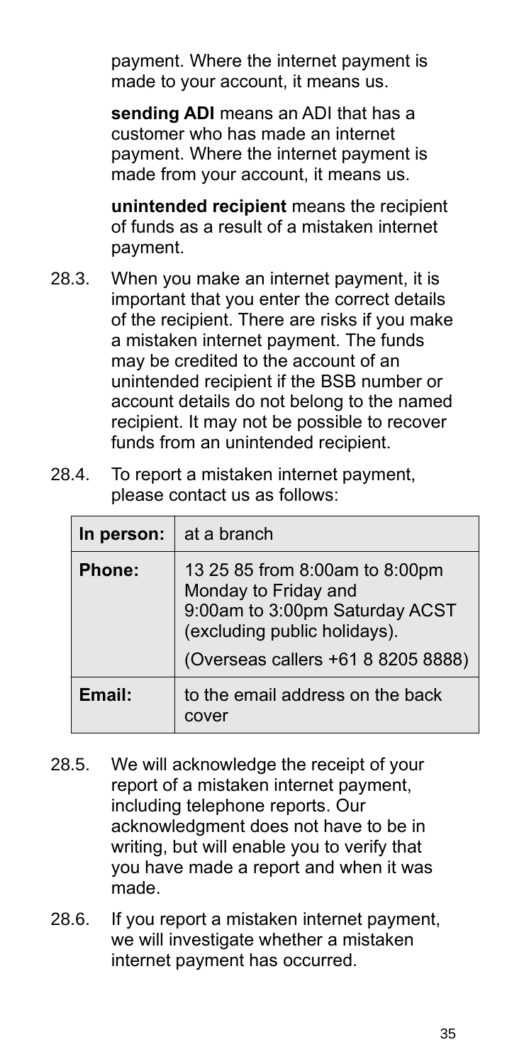payment. Where the internet payment is made to your account, it means us.

**sending ADI** means an ADI that has a customer who has made an internet payment. Where the internet payment is made from your account, it means us.

**unintended recipient** means the recipient of funds as a result of a mistaken internet payment.

28.3. When you make an internet payment, it is important that you enter the correct details of the recipient. There are risks if you make a mistaken internet payment. The funds may be credited to the account of an unintended recipient if the BSB number or account details do not belong to the named recipient. It may not be possible to recover funds from an unintended recipient.

28.4. To report a mistaken internet payment, please contact us as follows:

| **In person:** | at a branch |
|---|---|
| **Phone:** | 13 25 85 from 8:00am to 8:00pm Monday to Friday and 9:00am to 3:00pm Saturday ACST (excluding public holidays).<br>(Overseas callers +61 8 8205 8888) |
| **Email:** | to the email address on the back cover |

28.5. We will acknowledge the receipt of your report of a mistaken internet payment, including telephone reports. Our acknowledgment does not have to be in writing, but will enable you to verify that you have made a report and when it was made.

28.6. If you report a mistaken internet payment, we will investigate whether a mistaken internet payment has occurred.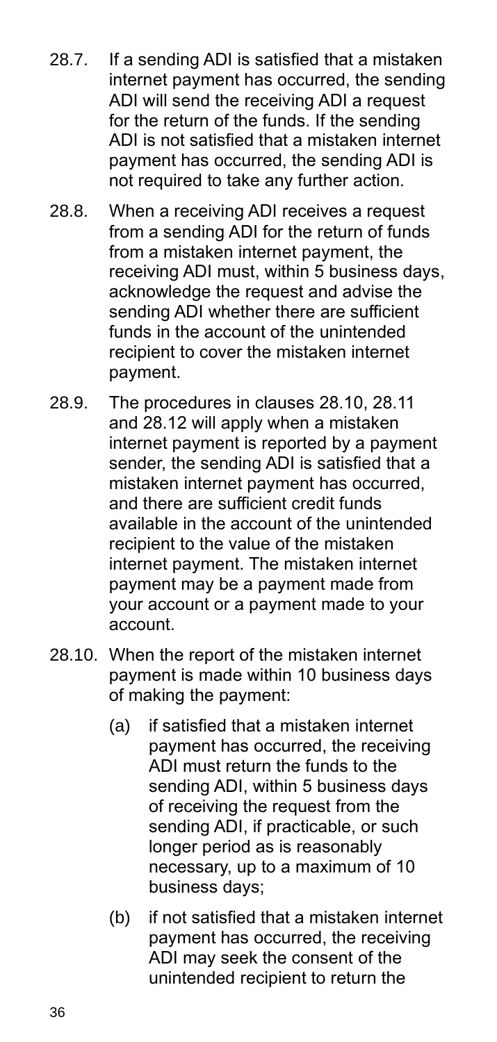28.7. If a sending ADI is satisfied that a mistaken internet payment has occurred, the sending ADI will send the receiving ADI a request for the return of the funds. If the sending ADI is not satisfied that a mistaken internet payment has occurred, the sending ADI is not required to take any further action.

28.8. When a receiving ADI receives a request from a sending ADI for the return of funds from a mistaken internet payment, the receiving ADI must, within 5 business days, acknowledge the request and advise the sending ADI whether there are sufficient funds in the account of the unintended recipient to cover the mistaken internet payment.

28.9. The procedures in clauses 28.10, 28.11 and 28.12 will apply when a mistaken internet payment is reported by a payment sender, the sending ADI is satisfied that a mistaken internet payment has occurred, and there are sufficient credit funds available in the account of the unintended recipient to the value of the mistaken internet payment. The mistaken internet payment may be a payment made from your account or a payment made to your account.

28.10. When the report of the mistaken internet payment is made within 10 business days of making the payment:

(a) if satisfied that a mistaken internet payment has occurred, the receiving ADI must return the funds to the sending ADI, within 5 business days of receiving the request from the sending ADI, if practicable, or such longer period as is reasonably necessary, up to a maximum of 10 business days;

(b) if not satisfied that a mistaken internet payment has occurred, the receiving ADI may seek the consent of the unintended recipient to return the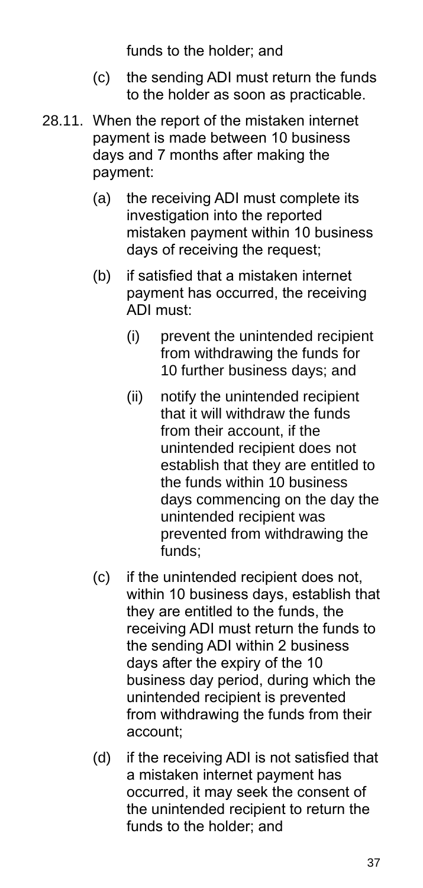funds to the holder; and

(c) the sending ADI must return the funds to the holder as soon as practicable.

28.11. When the report of the mistaken internet payment is made between 10 business days and 7 months after making the payment:

(a) the receiving ADI must complete its investigation into the reported mistaken payment within 10 business days of receiving the request;

(b) if satisfied that a mistaken internet payment has occurred, the receiving ADI must:

(i) prevent the unintended recipient from withdrawing the funds for 10 further business days; and

(ii) notify the unintended recipient that it will withdraw the funds from their account, if the unintended recipient does not establish that they are entitled to the funds within 10 business days commencing on the day the unintended recipient was prevented from withdrawing the funds;

(c) if the unintended recipient does not, within 10 business days, establish that they are entitled to the funds, the receiving ADI must return the funds to the sending ADI within 2 business days after the expiry of the 10 business day period, during which the unintended recipient is prevented from withdrawing the funds from their account;

(d) if the receiving ADI is not satisfied that a mistaken internet payment has occurred, it may seek the consent of the unintended recipient to return the funds to the holder; and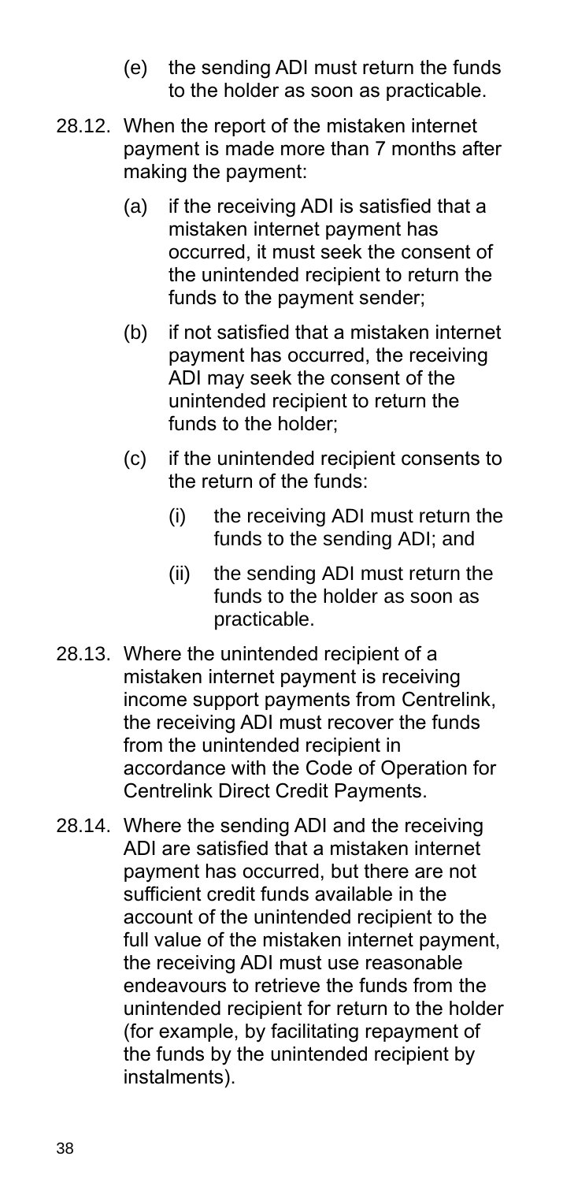(e) the sending ADI must return the funds to the holder as soon as practicable.

28.12. When the report of the mistaken internet payment is made more than 7 months after making the payment:

(a) if the receiving ADI is satisfied that a mistaken internet payment has occurred, it must seek the consent of the unintended recipient to return the funds to the payment sender;

(b) if not satisfied that a mistaken internet payment has occurred, the receiving ADI may seek the consent of the unintended recipient to return the funds to the holder;

(c) if the unintended recipient consents to the return of the funds:

(i) the receiving ADI must return the funds to the sending ADI; and

(ii) the sending ADI must return the funds to the holder as soon as practicable.

28.13. Where the unintended recipient of a mistaken internet payment is receiving income support payments from Centrelink, the receiving ADI must recover the funds from the unintended recipient in accordance with the Code of Operation for Centrelink Direct Credit Payments.

28.14. Where the sending ADI and the receiving ADI are satisfied that a mistaken internet payment has occurred, but there are not sufficient credit funds available in the account of the unintended recipient to the full value of the mistaken internet payment, the receiving ADI must use reasonable endeavours to retrieve the funds from the unintended recipient for return to the holder (for example, by facilitating repayment of the funds by the unintended recipient by instalments).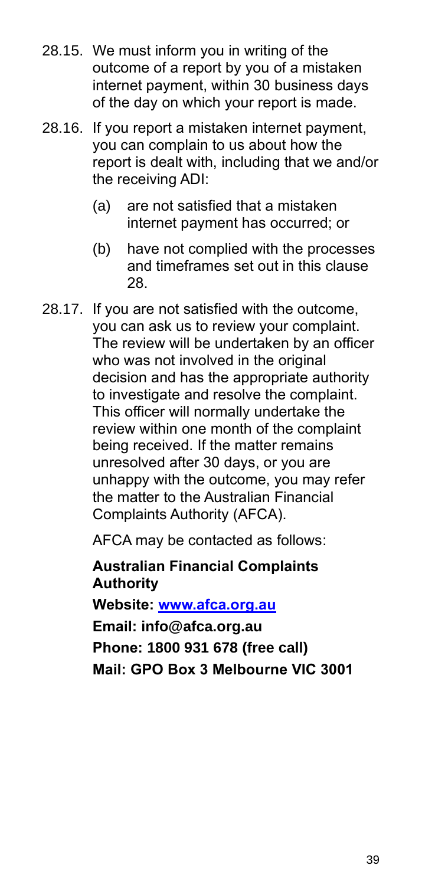28.15. We must inform you in writing of the outcome of a report by you of a mistaken internet payment, within 30 business days of the day on which your report is made.

28.16. If you report a mistaken internet payment, you can complain to us about how the report is dealt with, including that we and/or the receiving ADI:

(a) are not satisfied that a mistaken internet payment has occurred; or

(b) have not complied with the processes and timeframes set out in this clause 28.

28.17. If you are not satisfied with the outcome, you can ask us to review your complaint. The review will be undertaken by an officer who was not involved in the original decision and has the appropriate authority to investigate and resolve the complaint. This officer will normally undertake the review within one month of the complaint being received. If the matter remains unresolved after 30 days, or you are unhappy with the outcome, you may refer the matter to the Australian Financial Complaints Authority (AFCA).

AFCA may be contacted as follows:

**Australian Financial Complaints Authority**

**Website: [www.afca.org.au](http://www.afca.org.au)**

**Email: info@afca.org.au**

**Phone: 1800 931 678 (free call)**

**Mail: GPO Box 3 Melbourne VIC 3001**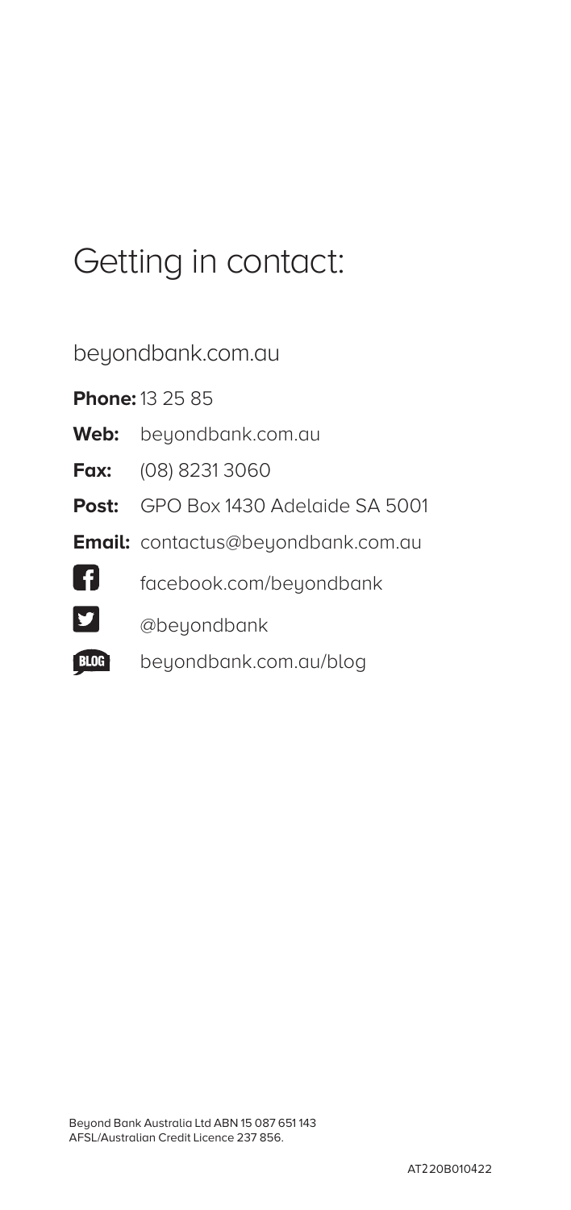# Getting in contact:

beyondbank.com.au

**Phone:** 13 25 85

**Web:** beyondbank.com.au

**Fax:** (08) 8231 3060

**Post:** GPO Box 1430 Adelaide SA 5001

**Email:** contactus@beyondbank.com.au

facebook.com/beyondbank

@beyondbank

beyondbank.com.au/blog

Beyond Bank Australia Ltd ABN 15 087 651 143
AFSL/Australian Credit Licence 237 856.

AT220B010422